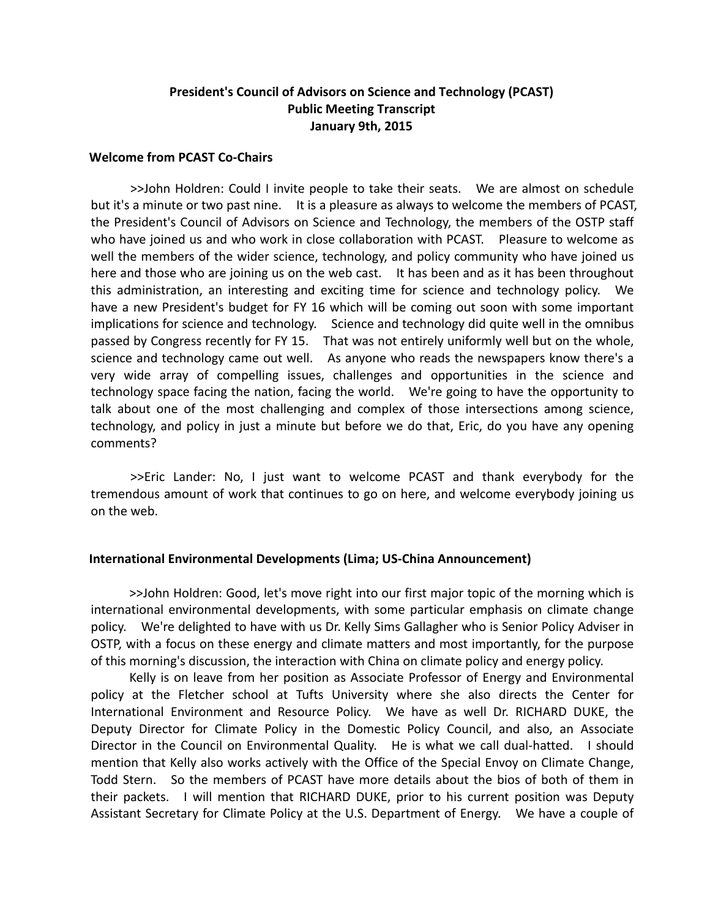# President's Council of Advisors on Science and Technology (PCAST)
# Public Meeting Transcript
# January 9th, 2015

## Welcome from PCAST Co-Chairs

>>John Holdren: Could I invite people to take their seats. We are almost on schedule but it's a minute or two past nine. It is a pleasure as always to welcome the members of PCAST, the President's Council of Advisors on Science and Technology, the members of the OSTP staff who have joined us and who work in close collaboration with PCAST. Pleasure to welcome as well the members of the wider science, technology, and policy community who have joined us here and those who are joining us on the web cast. It has been and as it has been throughout this administration, an interesting and exciting time for science and technology policy. We have a new President's budget for FY 16 which will be coming out soon with some important implications for science and technology. Science and technology did quite well in the omnibus passed by Congress recently for FY 15. That was not entirely uniformly well but on the whole, science and technology came out well. As anyone who reads the newspapers know there's a very wide array of compelling issues, challenges and opportunities in the science and technology space facing the nation, facing the world. We're going to have the opportunity to talk about one of the most challenging and complex of those intersections among science, technology, and policy in just a minute but before we do that, Eric, do you have any opening comments?

>>Eric Lander: No, I just want to welcome PCAST and thank everybody for the tremendous amount of work that continues to go on here, and welcome everybody joining us on the web.

## International Environmental Developments (Lima; US-China Announcement)

>>John Holdren: Good, let's move right into our first major topic of the morning which is international environmental developments, with some particular emphasis on climate change policy. We're delighted to have with us Dr. Kelly Sims Gallagher who is Senior Policy Adviser in OSTP, with a focus on these energy and climate matters and most importantly, for the purpose of this morning's discussion, the interaction with China on climate policy and energy policy.

Kelly is on leave from her position as Associate Professor of Energy and Environmental policy at the Fletcher school at Tufts University where she also directs the Center for International Environment and Resource Policy. We have as well Dr. RICHARD DUKE, the Deputy Director for Climate Policy in the Domestic Policy Council, and also, an Associate Director in the Council on Environmental Quality. He is what we call dual-hatted. I should mention that Kelly also works actively with the Office of the Special Envoy on Climate Change, Todd Stern. So the members of PCAST have more details about the bios of both of them in their packets. I will mention that RICHARD DUKE, prior to his current position was Deputy Assistant Secretary for Climate Policy at the U.S. Department of Energy. We have a couple of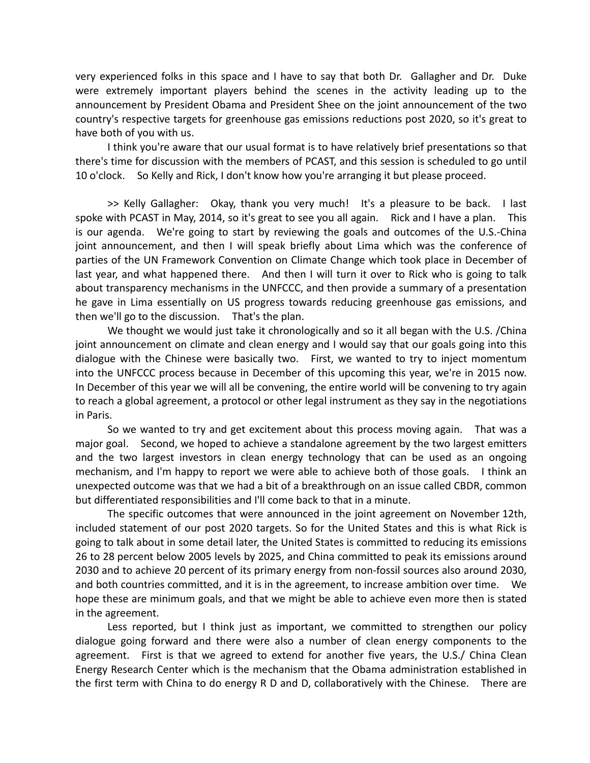very experienced folks in this space and I have to say that both Dr. Gallagher and Dr. Duke were extremely important players behind the scenes in the activity leading up to the announcement by President Obama and President Shee on the joint announcement of the two country's respective targets for greenhouse gas emissions reductions post 2020, so it's great to have both of you with us.

I think you're aware that our usual format is to have relatively brief presentations so that there's time for discussion with the members of PCAST, and this session is scheduled to go until 10 o'clock. So Kelly and Rick, I don't know how you're arranging it but please proceed.

>> Kelly Gallagher: Okay, thank you very much! It's a pleasure to be back. I last spoke with PCAST in May, 2014, so it's great to see you all again. Rick and I have a plan. This is our agenda. We're going to start by reviewing the goals and outcomes of the U.S.-China joint announcement, and then I will speak briefly about Lima which was the conference of parties of the UN Framework Convention on Climate Change which took place in December of last year, and what happened there. And then I will turn it over to Rick who is going to talk about transparency mechanisms in the UNFCCC, and then provide a summary of a presentation he gave in Lima essentially on US progress towards reducing greenhouse gas emissions, and then we'll go to the discussion. That's the plan.

We thought we would just take it chronologically and so it all began with the U.S. /China joint announcement on climate and clean energy and I would say that our goals going into this dialogue with the Chinese were basically two. First, we wanted to try to inject momentum into the UNFCCC process because in December of this upcoming this year, we're in 2015 now. In December of this year we will all be convening, the entire world will be convening to try again to reach a global agreement, a protocol or other legal instrument as they say in the negotiations in Paris.

So we wanted to try and get excitement about this process moving again. That was a major goal. Second, we hoped to achieve a standalone agreement by the two largest emitters and the two largest investors in clean energy technology that can be used as an ongoing mechanism, and I'm happy to report we were able to achieve both of those goals. I think an unexpected outcome was that we had a bit of a breakthrough on an issue called CBDR, common but differentiated responsibilities and I'll come back to that in a minute.

The specific outcomes that were announced in the joint agreement on November 12th, included statement of our post 2020 targets. So for the United States and this is what Rick is going to talk about in some detail later, the United States is committed to reducing its emissions 26 to 28 percent below 2005 levels by 2025, and China committed to peak its emissions around 2030 and to achieve 20 percent of its primary energy from non-fossil sources also around 2030, and both countries committed, and it is in the agreement, to increase ambition over time. We hope these are minimum goals, and that we might be able to achieve even more then is stated in the agreement.

Less reported, but I think just as important, we committed to strengthen our policy dialogue going forward and there were also a number of clean energy components to the agreement. First is that we agreed to extend for another five years, the U.S./ China Clean Energy Research Center which is the mechanism that the Obama administration established in the first term with China to do energy R D and D, collaboratively with the Chinese. There are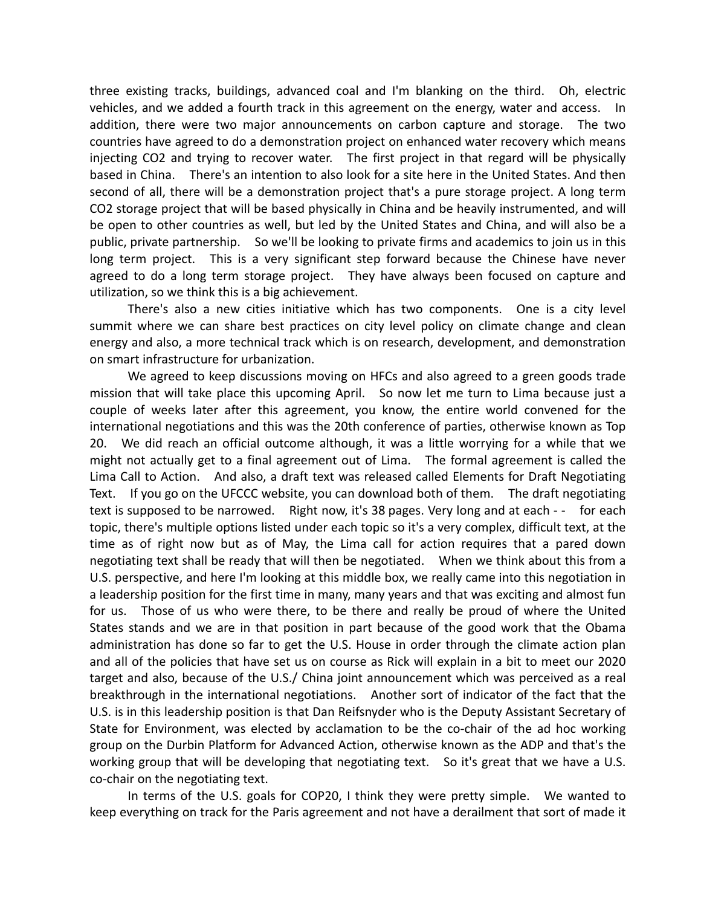three existing tracks, buildings, advanced coal and I'm blanking on the third. Oh, electric vehicles, and we added a fourth track in this agreement on the energy, water and access. In addition, there were two major announcements on carbon capture and storage. The two countries have agreed to do a demonstration project on enhanced water recovery which means injecting CO2 and trying to recover water. The first project in that regard will be physically based in China. There's an intention to also look for a site here in the United States. And then second of all, there will be a demonstration project that's a pure storage project. A long term CO2 storage project that will be based physically in China and be heavily instrumented, and will be open to other countries as well, but led by the United States and China, and will also be a public, private partnership. So we'll be looking to private firms and academics to join us in this long term project. This is a very significant step forward because the Chinese have never agreed to do a long term storage project. They have always been focused on capture and utilization, so we think this is a big achievement.

There's also a new cities initiative which has two components. One is a city level summit where we can share best practices on city level policy on climate change and clean energy and also, a more technical track which is on research, development, and demonstration on smart infrastructure for urbanization.

We agreed to keep discussions moving on HFCs and also agreed to a green goods trade mission that will take place this upcoming April. So now let me turn to Lima because just a couple of weeks later after this agreement, you know, the entire world convened for the international negotiations and this was the 20th conference of parties, otherwise known as Top 20. We did reach an official outcome although, it was a little worrying for a while that we might not actually get to a final agreement out of Lima. The formal agreement is called the Lima Call to Action. And also, a draft text was released called Elements for Draft Negotiating Text. If you go on the UFCCC website, you can download both of them. The draft negotiating text is supposed to be narrowed. Right now, it's 38 pages. Very long and at each - - for each topic, there's multiple options listed under each topic so it's a very complex, difficult text, at the time as of right now but as of May, the Lima call for action requires that a pared down negotiating text shall be ready that will then be negotiated. When we think about this from a U.S. perspective, and here I'm looking at this middle box, we really came into this negotiation in a leadership position for the first time in many, many years and that was exciting and almost fun for us. Those of us who were there, to be there and really be proud of where the United States stands and we are in that position in part because of the good work that the Obama administration has done so far to get the U.S. House in order through the climate action plan and all of the policies that have set us on course as Rick will explain in a bit to meet our 2020 target and also, because of the U.S./ China joint announcement which was perceived as a real breakthrough in the international negotiations. Another sort of indicator of the fact that the U.S. is in this leadership position is that Dan Reifsnyder who is the Deputy Assistant Secretary of State for Environment, was elected by acclamation to be the co-chair of the ad hoc working group on the Durbin Platform for Advanced Action, otherwise known as the ADP and that's the working group that will be developing that negotiating text. So it's great that we have a U.S. co-chair on the negotiating text.

In terms of the U.S. goals for COP20, I think they were pretty simple. We wanted to keep everything on track for the Paris agreement and not have a derailment that sort of made it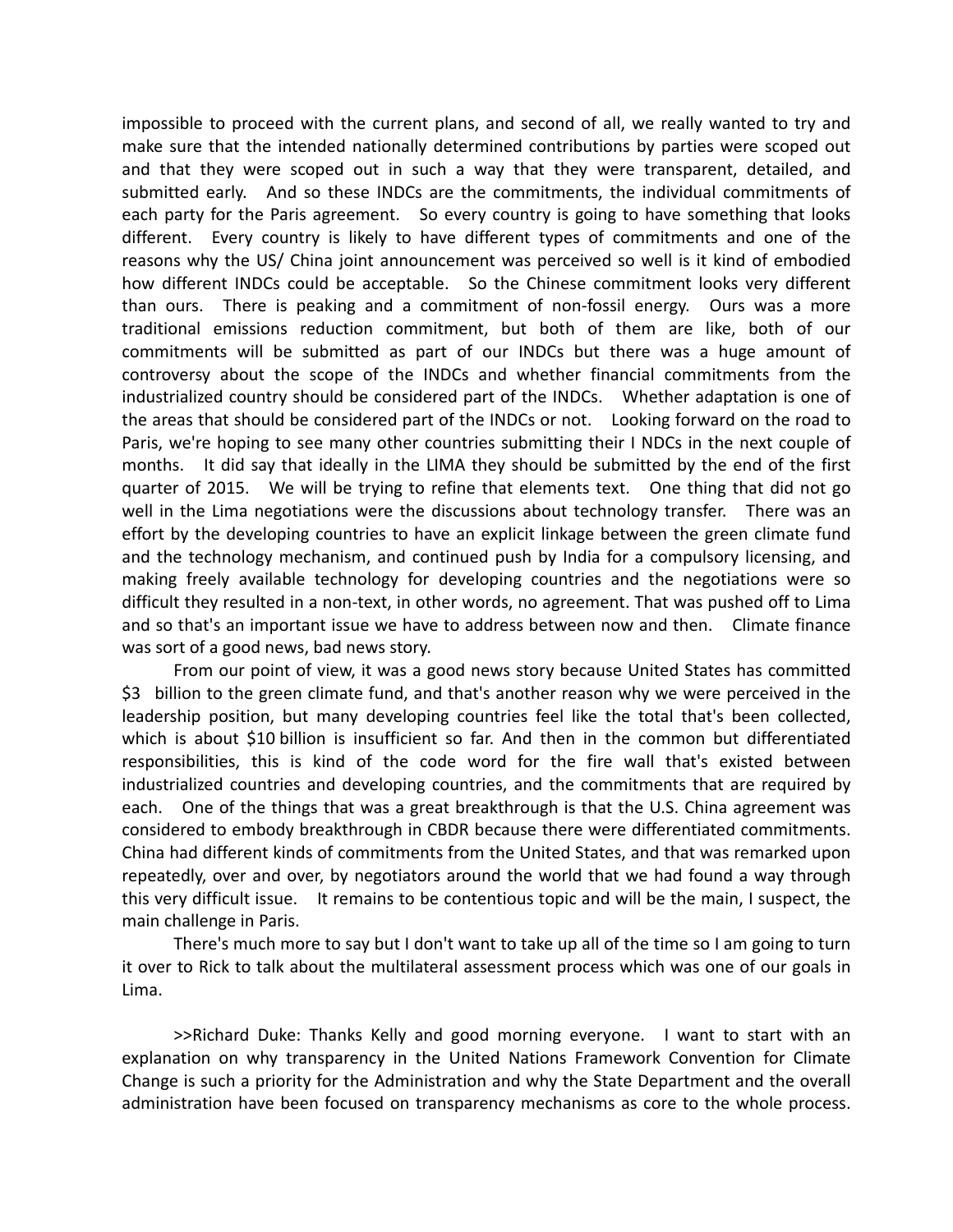impossible to proceed with the current plans, and second of all, we really wanted to try and make sure that the intended nationally determined contributions by parties were scoped out and that they were scoped out in such a way that they were transparent, detailed, and submitted early. And so these INDCs are the commitments, the individual commitments of each party for the Paris agreement. So every country is going to have something that looks different. Every country is likely to have different types of commitments and one of the reasons why the US/ China joint announcement was perceived so well is it kind of embodied how different INDCs could be acceptable. So the Chinese commitment looks very different than ours. There is peaking and a commitment of non-fossil energy. Ours was a more traditional emissions reduction commitment, but both of them are like, both of our commitments will be submitted as part of our INDCs but there was a huge amount of controversy about the scope of the INDCs and whether financial commitments from the industrialized country should be considered part of the INDCs. Whether adaptation is one of the areas that should be considered part of the INDCs or not. Looking forward on the road to Paris, we're hoping to see many other countries submitting their I NDCs in the next couple of months. It did say that ideally in the LIMA they should be submitted by the end of the first quarter of 2015. We will be trying to refine that elements text. One thing that did not go well in the Lima negotiations were the discussions about technology transfer. There was an effort by the developing countries to have an explicit linkage between the green climate fund and the technology mechanism, and continued push by India for a compulsory licensing, and making freely available technology for developing countries and the negotiations were so difficult they resulted in a non-text, in other words, no agreement. That was pushed off to Lima and so that's an important issue we have to address between now and then. Climate finance was sort of a good news, bad news story.

From our point of view, it was a good news story because United States has committed $3 billion to the green climate fund, and that's another reason why we were perceived in the leadership position, but many developing countries feel like the total that's been collected, which is about $10 billion is insufficient so far. And then in the common but differentiated responsibilities, this is kind of the code word for the fire wall that's existed between industrialized countries and developing countries, and the commitments that are required by each. One of the things that was a great breakthrough is that the U.S. China agreement was considered to embody breakthrough in CBDR because there were differentiated commitments. China had different kinds of commitments from the United States, and that was remarked upon repeatedly, over and over, by negotiators around the world that we had found a way through this very difficult issue. It remains to be contentious topic and will be the main, I suspect, the main challenge in Paris.

There's much more to say but I don't want to take up all of the time so I am going to turn it over to Rick to talk about the multilateral assessment process which was one of our goals in Lima.

>>Richard Duke: Thanks Kelly and good morning everyone. I want to start with an explanation on why transparency in the United Nations Framework Convention for Climate Change is such a priority for the Administration and why the State Department and the overall administration have been focused on transparency mechanisms as core to the whole process.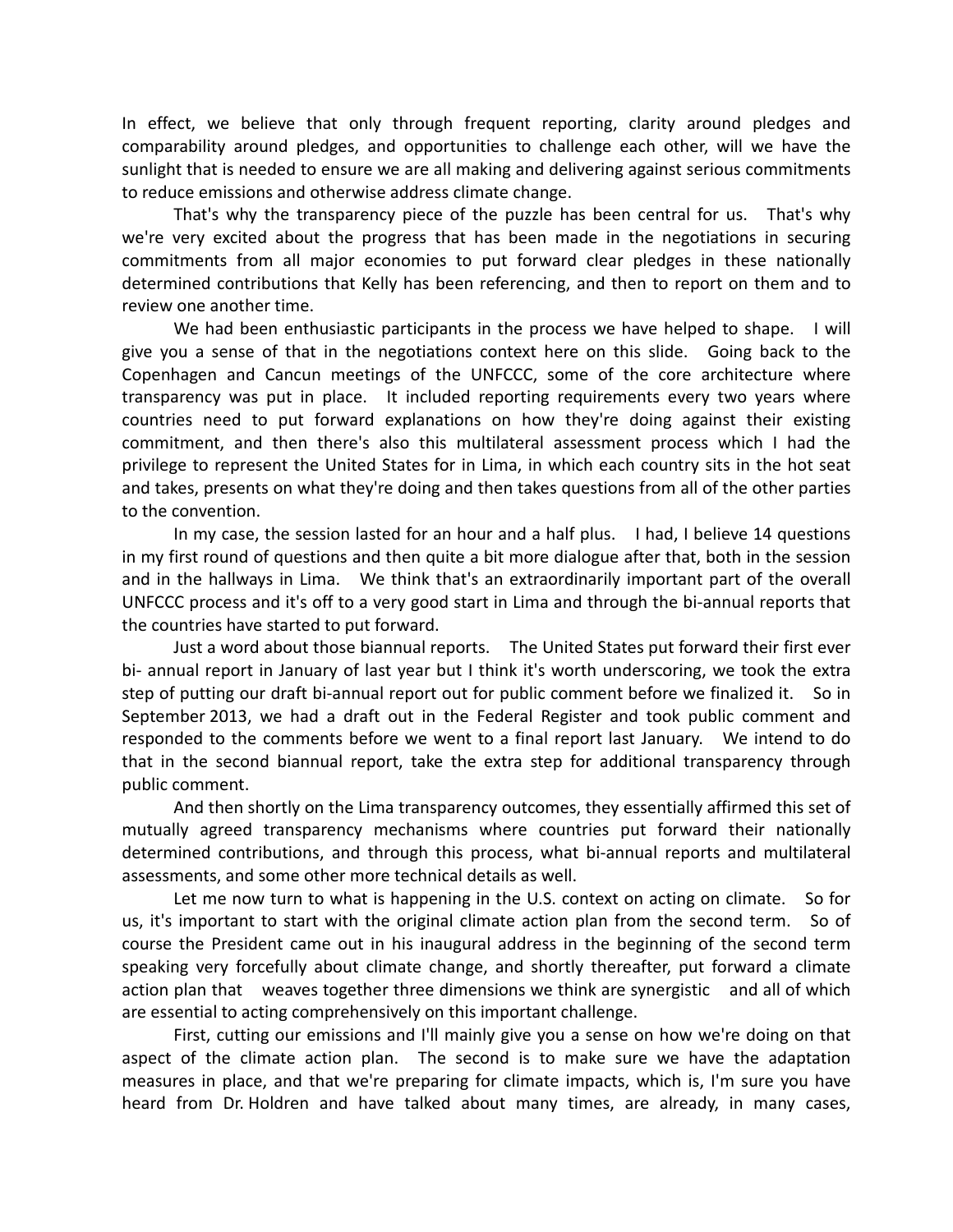In effect, we believe that only through frequent reporting, clarity around pledges and comparability around pledges, and opportunities to challenge each other, will we have the sunlight that is needed to ensure we are all making and delivering against serious commitments to reduce emissions and otherwise address climate change.

That's why the transparency piece of the puzzle has been central for us. That's why we're very excited about the progress that has been made in the negotiations in securing commitments from all major economies to put forward clear pledges in these nationally determined contributions that Kelly has been referencing, and then to report on them and to review one another time.

We had been enthusiastic participants in the process we have helped to shape. I will give you a sense of that in the negotiations context here on this slide. Going back to the Copenhagen and Cancun meetings of the UNFCCC, some of the core architecture where transparency was put in place. It included reporting requirements every two years where countries need to put forward explanations on how they're doing against their existing commitment, and then there's also this multilateral assessment process which I had the privilege to represent the United States for in Lima, in which each country sits in the hot seat and takes, presents on what they're doing and then takes questions from all of the other parties to the convention.

In my case, the session lasted for an hour and a half plus. I had, I believe 14 questions in my first round of questions and then quite a bit more dialogue after that, both in the session and in the hallways in Lima. We think that's an extraordinarily important part of the overall UNFCCC process and it's off to a very good start in Lima and through the bi-annual reports that the countries have started to put forward.

Just a word about those biannual reports. The United States put forward their first ever bi- annual report in January of last year but I think it's worth underscoring, we took the extra step of putting our draft bi-annual report out for public comment before we finalized it. So in September 2013, we had a draft out in the Federal Register and took public comment and responded to the comments before we went to a final report last January. We intend to do that in the second biannual report, take the extra step for additional transparency through public comment.

And then shortly on the Lima transparency outcomes, they essentially affirmed this set of mutually agreed transparency mechanisms where countries put forward their nationally determined contributions, and through this process, what bi-annual reports and multilateral assessments, and some other more technical details as well.

Let me now turn to what is happening in the U.S. context on acting on climate. So for us, it's important to start with the original climate action plan from the second term. So of course the President came out in his inaugural address in the beginning of the second term speaking very forcefully about climate change, and shortly thereafter, put forward a climate action plan that weaves together three dimensions we think are synergistic and all of which are essential to acting comprehensively on this important challenge.

First, cutting our emissions and I'll mainly give you a sense on how we're doing on that aspect of the climate action plan. The second is to make sure we have the adaptation measures in place, and that we're preparing for climate impacts, which is, I'm sure you have heard from Dr. Holdren and have talked about many times, are already, in many cases,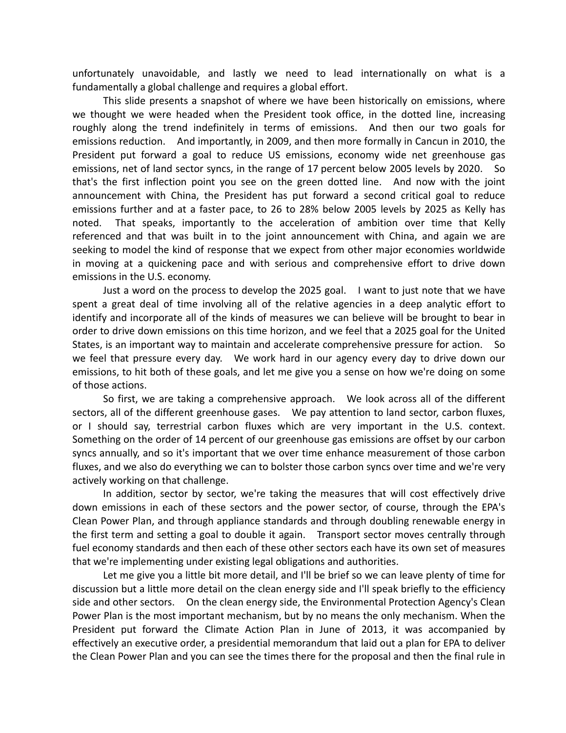unfortunately unavoidable, and lastly we need to lead internationally on what is a fundamentally a global challenge and requires a global effort.

This slide presents a snapshot of where we have been historically on emissions, where we thought we were headed when the President took office, in the dotted line, increasing roughly along the trend indefinitely in terms of emissions. And then our two goals for emissions reduction. And importantly, in 2009, and then more formally in Cancun in 2010, the President put forward a goal to reduce US emissions, economy wide net greenhouse gas emissions, net of land sector syncs, in the range of 17 percent below 2005 levels by 2020. So that's the first inflection point you see on the green dotted line. And now with the joint announcement with China, the President has put forward a second critical goal to reduce emissions further and at a faster pace, to 26 to 28% below 2005 levels by 2025 as Kelly has noted. That speaks, importantly to the acceleration of ambition over time that Kelly referenced and that was built in to the joint announcement with China, and again we are seeking to model the kind of response that we expect from other major economies worldwide in moving at a quickening pace and with serious and comprehensive effort to drive down emissions in the U.S. economy.

Just a word on the process to develop the 2025 goal. I want to just note that we have spent a great deal of time involving all of the relative agencies in a deep analytic effort to identify and incorporate all of the kinds of measures we can believe will be brought to bear in order to drive down emissions on this time horizon, and we feel that a 2025 goal for the United States, is an important way to maintain and accelerate comprehensive pressure for action. So we feel that pressure every day. We work hard in our agency every day to drive down our emissions, to hit both of these goals, and let me give you a sense on how we're doing on some of those actions.

So first, we are taking a comprehensive approach. We look across all of the different sectors, all of the different greenhouse gases. We pay attention to land sector, carbon fluxes, or I should say, terrestrial carbon fluxes which are very important in the U.S. context. Something on the order of 14 percent of our greenhouse gas emissions are offset by our carbon syncs annually, and so it's important that we over time enhance measurement of those carbon fluxes, and we also do everything we can to bolster those carbon syncs over time and we're very actively working on that challenge.

In addition, sector by sector, we're taking the measures that will cost effectively drive down emissions in each of these sectors and the power sector, of course, through the EPA's Clean Power Plan, and through appliance standards and through doubling renewable energy in the first term and setting a goal to double it again. Transport sector moves centrally through fuel economy standards and then each of these other sectors each have its own set of measures that we're implementing under existing legal obligations and authorities.

Let me give you a little bit more detail, and I'll be brief so we can leave plenty of time for discussion but a little more detail on the clean energy side and I'll speak briefly to the efficiency side and other sectors. On the clean energy side, the Environmental Protection Agency's Clean Power Plan is the most important mechanism, but by no means the only mechanism. When the President put forward the Climate Action Plan in June of 2013, it was accompanied by effectively an executive order, a presidential memorandum that laid out a plan for EPA to deliver the Clean Power Plan and you can see the times there for the proposal and then the final rule in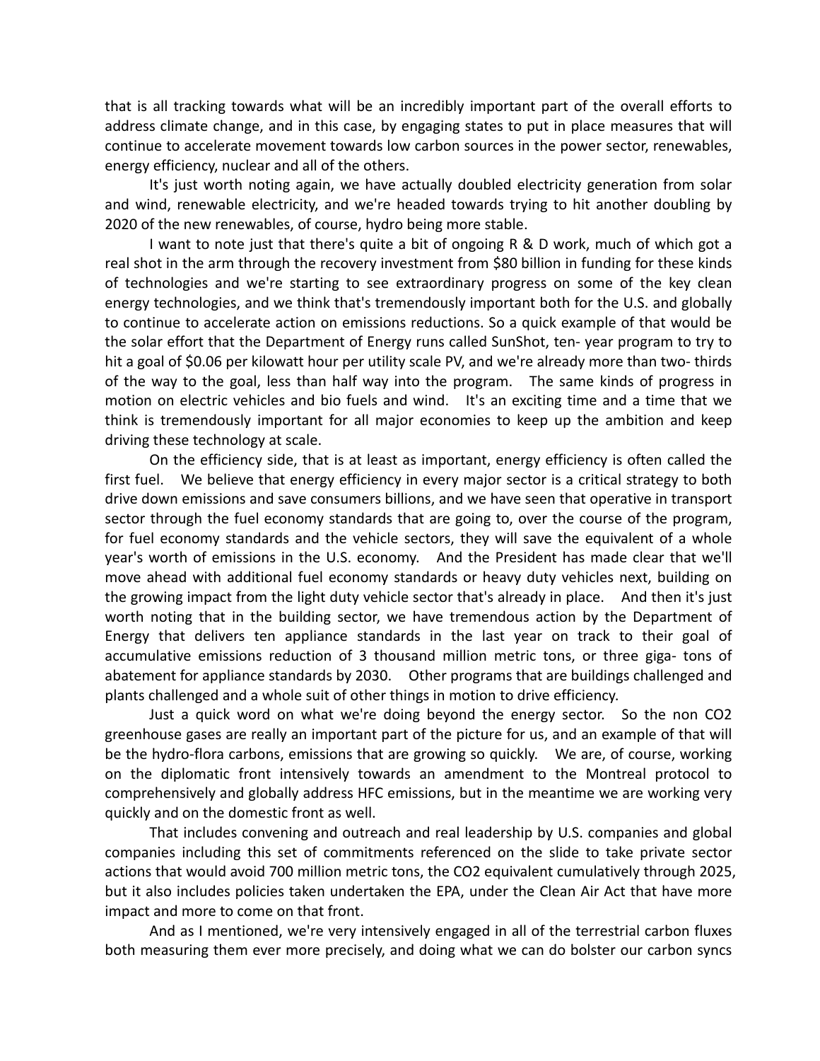that is all tracking towards what will be an incredibly important part of the overall efforts to address climate change, and in this case, by engaging states to put in place measures that will continue to accelerate movement towards low carbon sources in the power sector, renewables, energy efficiency, nuclear and all of the others.

It's just worth noting again, we have actually doubled electricity generation from solar and wind, renewable electricity, and we're headed towards trying to hit another doubling by 2020 of the new renewables, of course, hydro being more stable.

I want to note just that there's quite a bit of ongoing R & D work, much of which got a real shot in the arm through the recovery investment from $80 billion in funding for these kinds of technologies and we're starting to see extraordinary progress on some of the key clean energy technologies, and we think that's tremendously important both for the U.S. and globally to continue to accelerate action on emissions reductions. So a quick example of that would be the solar effort that the Department of Energy runs called SunShot, ten- year program to try to hit a goal of $0.06 per kilowatt hour per utility scale PV, and we're already more than two- thirds of the way to the goal, less than half way into the program. The same kinds of progress in motion on electric vehicles and bio fuels and wind. It's an exciting time and a time that we think is tremendously important for all major economies to keep up the ambition and keep driving these technology at scale.

On the efficiency side, that is at least as important, energy efficiency is often called the first fuel. We believe that energy efficiency in every major sector is a critical strategy to both drive down emissions and save consumers billions, and we have seen that operative in transport sector through the fuel economy standards that are going to, over the course of the program, for fuel economy standards and the vehicle sectors, they will save the equivalent of a whole year's worth of emissions in the U.S. economy. And the President has made clear that we'll move ahead with additional fuel economy standards or heavy duty vehicles next, building on the growing impact from the light duty vehicle sector that's already in place. And then it's just worth noting that in the building sector, we have tremendous action by the Department of Energy that delivers ten appliance standards in the last year on track to their goal of accumulative emissions reduction of 3 thousand million metric tons, or three giga- tons of abatement for appliance standards by 2030. Other programs that are buildings challenged and plants challenged and a whole suit of other things in motion to drive efficiency.

Just a quick word on what we're doing beyond the energy sector. So the non CO2 greenhouse gases are really an important part of the picture for us, and an example of that will be the hydro-flora carbons, emissions that are growing so quickly. We are, of course, working on the diplomatic front intensively towards an amendment to the Montreal protocol to comprehensively and globally address HFC emissions, but in the meantime we are working very quickly and on the domestic front as well.

That includes convening and outreach and real leadership by U.S. companies and global companies including this set of commitments referenced on the slide to take private sector actions that would avoid 700 million metric tons, the CO2 equivalent cumulatively through 2025, but it also includes policies taken undertaken the EPA, under the Clean Air Act that have more impact and more to come on that front.

And as I mentioned, we're very intensively engaged in all of the terrestrial carbon fluxes both measuring them ever more precisely, and doing what we can do bolster our carbon syncs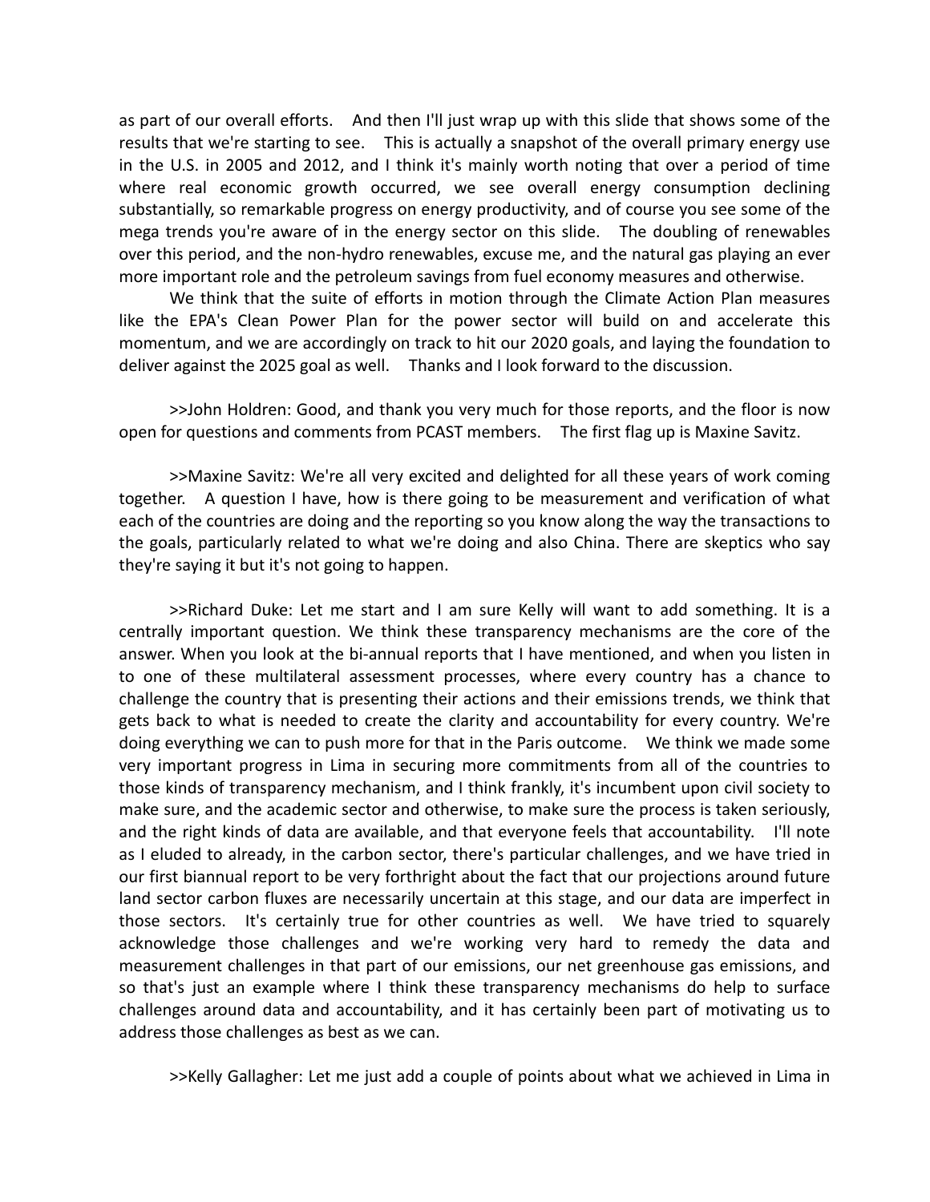as part of our overall efforts. And then I'll just wrap up with this slide that shows some of the results that we're starting to see. This is actually a snapshot of the overall primary energy use in the U.S. in 2005 and 2012, and I think it's mainly worth noting that over a period of time where real economic growth occurred, we see overall energy consumption declining substantially, so remarkable progress on energy productivity, and of course you see some of the mega trends you're aware of in the energy sector on this slide. The doubling of renewables over this period, and the non-hydro renewables, excuse me, and the natural gas playing an ever more important role and the petroleum savings from fuel economy measures and otherwise.

We think that the suite of efforts in motion through the Climate Action Plan measures like the EPA's Clean Power Plan for the power sector will build on and accelerate this momentum, and we are accordingly on track to hit our 2020 goals, and laying the foundation to deliver against the 2025 goal as well. Thanks and I look forward to the discussion.

>>John Holdren: Good, and thank you very much for those reports, and the floor is now open for questions and comments from PCAST members. The first flag up is Maxine Savitz.

>>Maxine Savitz: We're all very excited and delighted for all these years of work coming together. A question I have, how is there going to be measurement and verification of what each of the countries are doing and the reporting so you know along the way the transactions to the goals, particularly related to what we're doing and also China. There are skeptics who say they're saying it but it's not going to happen.

>>Richard Duke: Let me start and I am sure Kelly will want to add something. It is a centrally important question. We think these transparency mechanisms are the core of the answer. When you look at the bi-annual reports that I have mentioned, and when you listen in to one of these multilateral assessment processes, where every country has a chance to challenge the country that is presenting their actions and their emissions trends, we think that gets back to what is needed to create the clarity and accountability for every country. We're doing everything we can to push more for that in the Paris outcome. We think we made some very important progress in Lima in securing more commitments from all of the countries to those kinds of transparency mechanism, and I think frankly, it's incumbent upon civil society to make sure, and the academic sector and otherwise, to make sure the process is taken seriously, and the right kinds of data are available, and that everyone feels that accountability. I'll note as I eluded to already, in the carbon sector, there's particular challenges, and we have tried in our first biannual report to be very forthright about the fact that our projections around future land sector carbon fluxes are necessarily uncertain at this stage, and our data are imperfect in those sectors. It's certainly true for other countries as well. We have tried to squarely acknowledge those challenges and we're working very hard to remedy the data and measurement challenges in that part of our emissions, our net greenhouse gas emissions, and so that's just an example where I think these transparency mechanisms do help to surface challenges around data and accountability, and it has certainly been part of motivating us to address those challenges as best as we can.

>>Kelly Gallagher: Let me just add a couple of points about what we achieved in Lima in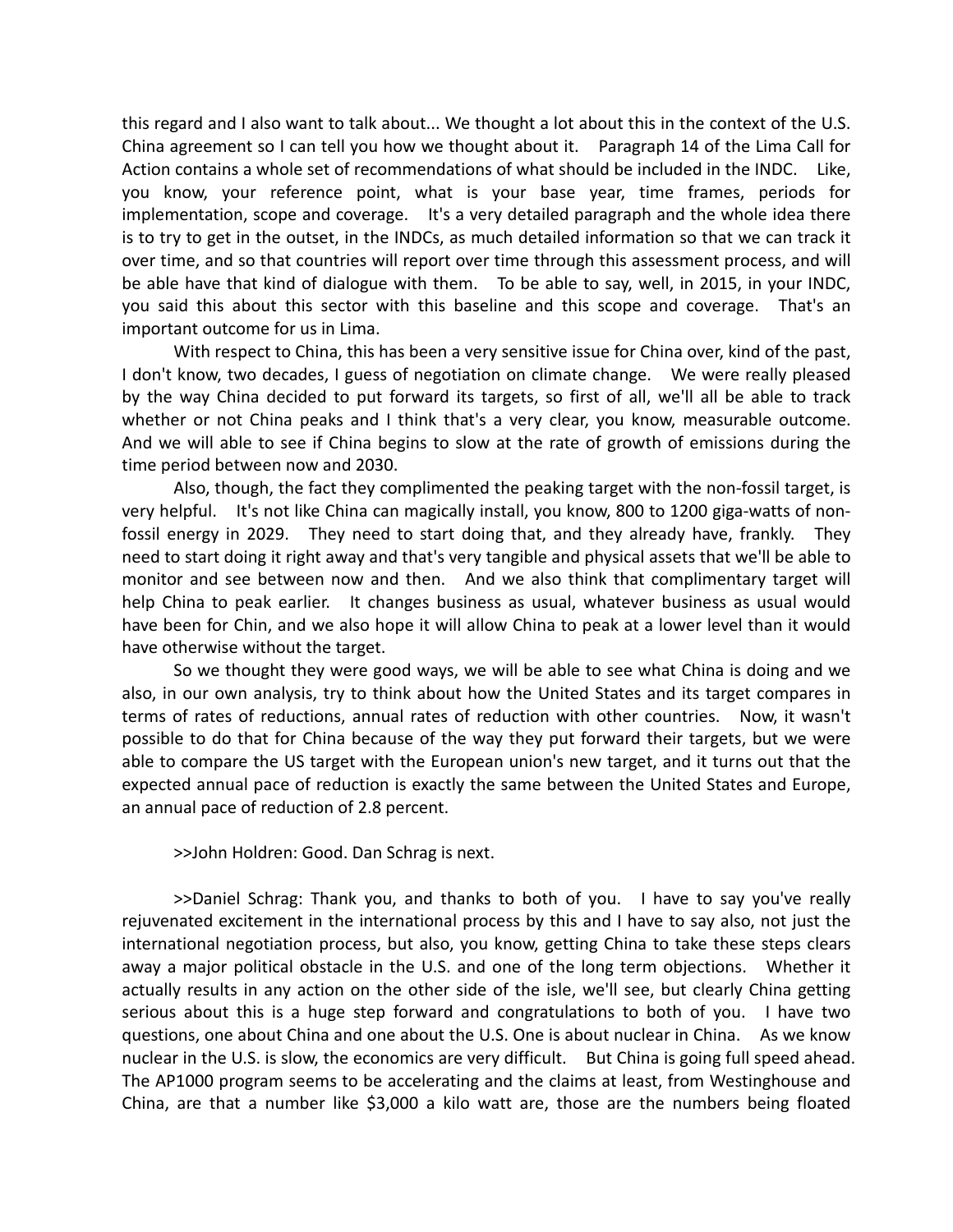this regard and I also want to talk about... We thought a lot about this in the context of the U.S. China agreement so I can tell you how we thought about it. Paragraph 14 of the Lima Call for Action contains a whole set of recommendations of what should be included in the INDC. Like, you know, your reference point, what is your base year, time frames, periods for implementation, scope and coverage. It's a very detailed paragraph and the whole idea there is to try to get in the outset, in the INDCs, as much detailed information so that we can track it over time, and so that countries will report over time through this assessment process, and will be able have that kind of dialogue with them. To be able to say, well, in 2015, in your INDC, you said this about this sector with this baseline and this scope and coverage. That's an important outcome for us in Lima.

With respect to China, this has been a very sensitive issue for China over, kind of the past, I don't know, two decades, I guess of negotiation on climate change. We were really pleased by the way China decided to put forward its targets, so first of all, we'll all be able to track whether or not China peaks and I think that's a very clear, you know, measurable outcome. And we will able to see if China begins to slow at the rate of growth of emissions during the time period between now and 2030.

Also, though, the fact they complimented the peaking target with the non-fossil target, is very helpful. It's not like China can magically install, you know, 800 to 1200 giga-watts of non-fossil energy in 2029. They need to start doing that, and they already have, frankly. They need to start doing it right away and that's very tangible and physical assets that we'll be able to monitor and see between now and then. And we also think that complimentary target will help China to peak earlier. It changes business as usual, whatever business as usual would have been for Chin, and we also hope it will allow China to peak at a lower level than it would have otherwise without the target.

So we thought they were good ways, we will be able to see what China is doing and we also, in our own analysis, try to think about how the United States and its target compares in terms of rates of reductions, annual rates of reduction with other countries. Now, it wasn't possible to do that for China because of the way they put forward their targets, but we were able to compare the US target with the European union's new target, and it turns out that the expected annual pace of reduction is exactly the same between the United States and Europe, an annual pace of reduction of 2.8 percent.

>>John Holdren: Good. Dan Schrag is next.

>>Daniel Schrag: Thank you, and thanks to both of you. I have to say you've really rejuvenated excitement in the international process by this and I have to say also, not just the international negotiation process, but also, you know, getting China to take these steps clears away a major political obstacle in the U.S. and one of the long term objections. Whether it actually results in any action on the other side of the isle, we'll see, but clearly China getting serious about this is a huge step forward and congratulations to both of you. I have two questions, one about China and one about the U.S. One is about nuclear in China. As we know nuclear in the U.S. is slow, the economics are very difficult. But China is going full speed ahead. The AP1000 program seems to be accelerating and the claims at least, from Westinghouse and China, are that a number like $3,000 a kilo watt are, those are the numbers being floated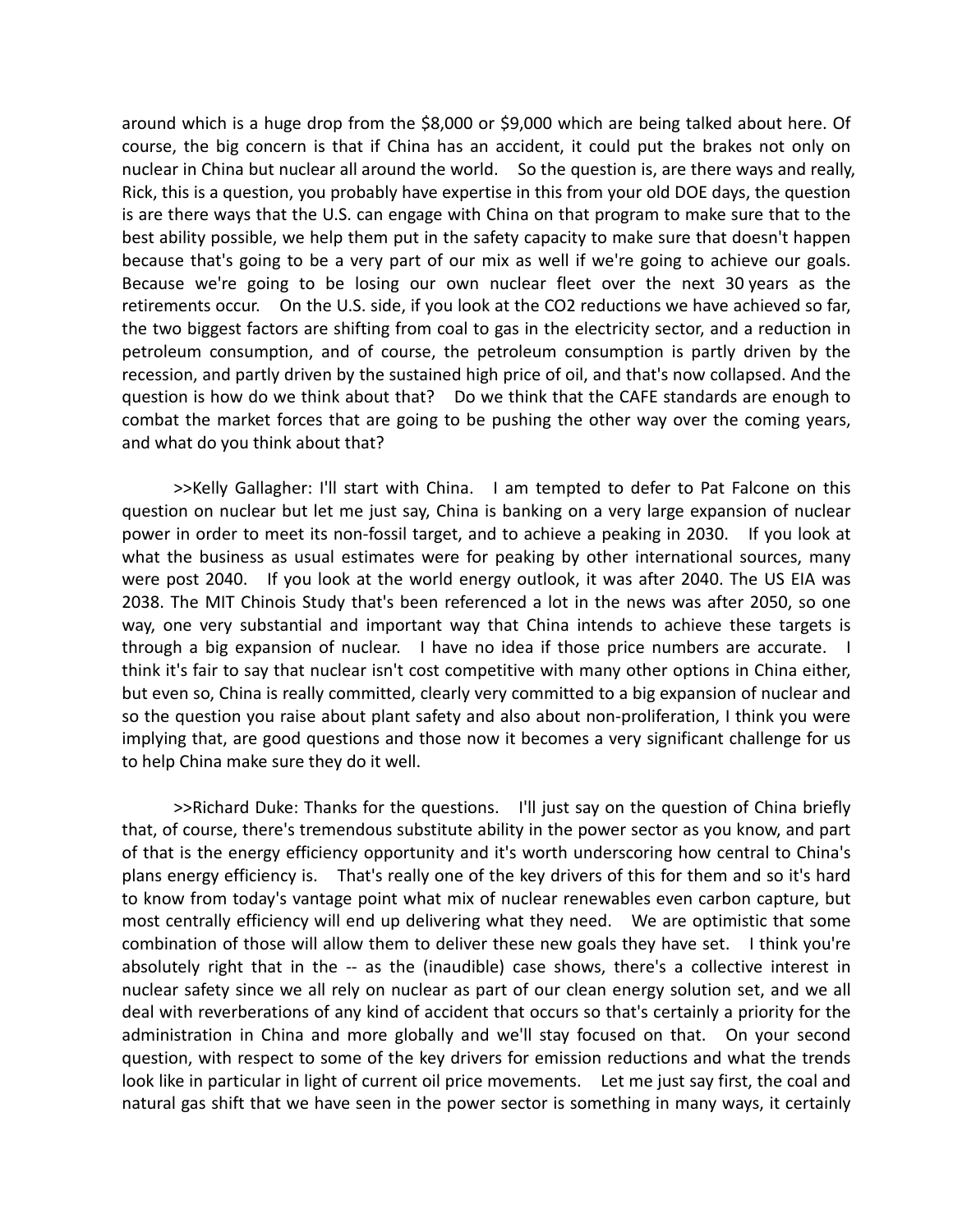around which is a huge drop from the \$8,000 or \$9,000 which are being talked about here. Of course, the big concern is that if China has an accident, it could put the brakes not only on nuclear in China but nuclear all around the world. So the question is, are there ways and really, Rick, this is a question, you probably have expertise in this from your old DOE days, the question is are there ways that the U.S. can engage with China on that program to make sure that to the best ability possible, we help them put in the safety capacity to make sure that doesn't happen because that's going to be a very part of our mix as well if we're going to achieve our goals. Because we're going to be losing our own nuclear fleet over the next 30 years as the retirements occur. On the U.S. side, if you look at the CO2 reductions we have achieved so far, the two biggest factors are shifting from coal to gas in the electricity sector, and a reduction in petroleum consumption, and of course, the petroleum consumption is partly driven by the recession, and partly driven by the sustained high price of oil, and that's now collapsed. And the question is how do we think about that? Do we think that the CAFE standards are enough to combat the market forces that are going to be pushing the other way over the coming years, and what do you think about that?

>>Kelly Gallagher: I'll start with China. I am tempted to defer to Pat Falcone on this question on nuclear but let me just say, China is banking on a very large expansion of nuclear power in order to meet its non-fossil target, and to achieve a peaking in 2030. If you look at what the business as usual estimates were for peaking by other international sources, many were post 2040. If you look at the world energy outlook, it was after 2040. The US EIA was 2038. The MIT Chinois Study that's been referenced a lot in the news was after 2050, so one way, one very substantial and important way that China intends to achieve these targets is through a big expansion of nuclear. I have no idea if those price numbers are accurate. I think it's fair to say that nuclear isn't cost competitive with many other options in China either, but even so, China is really committed, clearly very committed to a big expansion of nuclear and so the question you raise about plant safety and also about non-proliferation, I think you were implying that, are good questions and those now it becomes a very significant challenge for us to help China make sure they do it well.

>>Richard Duke: Thanks for the questions. I'll just say on the question of China briefly that, of course, there's tremendous substitute ability in the power sector as you know, and part of that is the energy efficiency opportunity and it's worth underscoring how central to China's plans energy efficiency is. That's really one of the key drivers of this for them and so it's hard to know from today's vantage point what mix of nuclear renewables even carbon capture, but most centrally efficiency will end up delivering what they need. We are optimistic that some combination of those will allow them to deliver these new goals they have set. I think you're absolutely right that in the -- as the (inaudible) case shows, there's a collective interest in nuclear safety since we all rely on nuclear as part of our clean energy solution set, and we all deal with reverberations of any kind of accident that occurs so that's certainly a priority for the administration in China and more globally and we'll stay focused on that. On your second question, with respect to some of the key drivers for emission reductions and what the trends look like in particular in light of current oil price movements. Let me just say first, the coal and natural gas shift that we have seen in the power sector is something in many ways, it certainly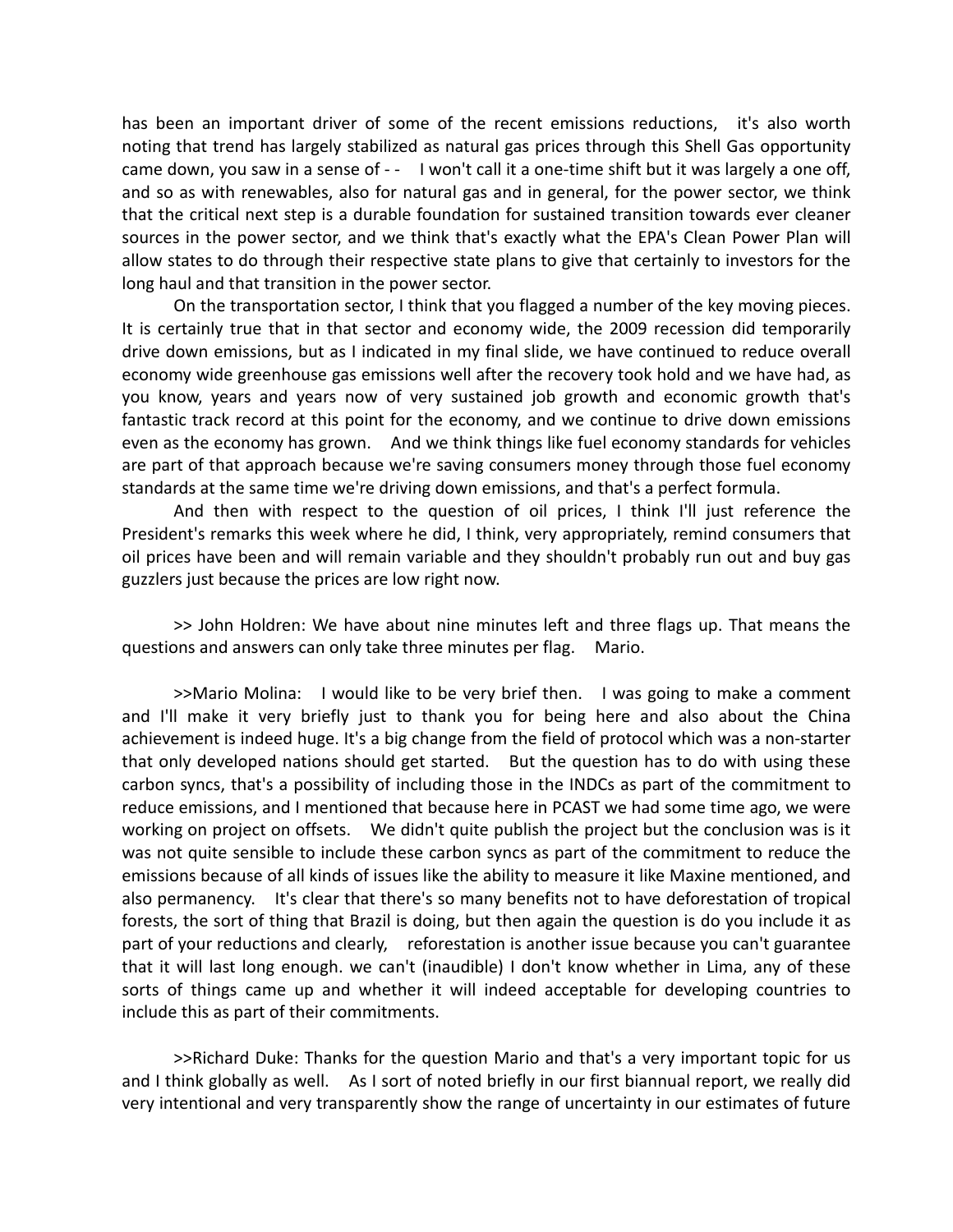has been an important driver of some of the recent emissions reductions, it's also worth noting that trend has largely stabilized as natural gas prices through this Shell Gas opportunity came down, you saw in a sense of - - I won't call it a one-time shift but it was largely a one off, and so as with renewables, also for natural gas and in general, for the power sector, we think that the critical next step is a durable foundation for sustained transition towards ever cleaner sources in the power sector, and we think that's exactly what the EPA's Clean Power Plan will allow states to do through their respective state plans to give that certainly to investors for the long haul and that transition in the power sector.

On the transportation sector, I think that you flagged a number of the key moving pieces. It is certainly true that in that sector and economy wide, the 2009 recession did temporarily drive down emissions, but as I indicated in my final slide, we have continued to reduce overall economy wide greenhouse gas emissions well after the recovery took hold and we have had, as you know, years and years now of very sustained job growth and economic growth that's fantastic track record at this point for the economy, and we continue to drive down emissions even as the economy has grown. And we think things like fuel economy standards for vehicles are part of that approach because we're saving consumers money through those fuel economy standards at the same time we're driving down emissions, and that's a perfect formula.

And then with respect to the question of oil prices, I think I'll just reference the President's remarks this week where he did, I think, very appropriately, remind consumers that oil prices have been and will remain variable and they shouldn't probably run out and buy gas guzzlers just because the prices are low right now.

>> John Holdren: We have about nine minutes left and three flags up. That means the questions and answers can only take three minutes per flag. Mario.

>>Mario Molina: I would like to be very brief then. I was going to make a comment and I'll make it very briefly just to thank you for being here and also about the China achievement is indeed huge. It's a big change from the field of protocol which was a non-starter that only developed nations should get started. But the question has to do with using these carbon syncs, that's a possibility of including those in the INDCs as part of the commitment to reduce emissions, and I mentioned that because here in PCAST we had some time ago, we were working on project on offsets. We didn't quite publish the project but the conclusion was is it was not quite sensible to include these carbon syncs as part of the commitment to reduce the emissions because of all kinds of issues like the ability to measure it like Maxine mentioned, and also permanency. It's clear that there's so many benefits not to have deforestation of tropical forests, the sort of thing that Brazil is doing, but then again the question is do you include it as part of your reductions and clearly, reforestation is another issue because you can't guarantee that it will last long enough. we can't (inaudible) I don't know whether in Lima, any of these sorts of things came up and whether it will indeed acceptable for developing countries to include this as part of their commitments.

>>Richard Duke: Thanks for the question Mario and that's a very important topic for us and I think globally as well. As I sort of noted briefly in our first biannual report, we really did very intentional and very transparently show the range of uncertainty in our estimates of future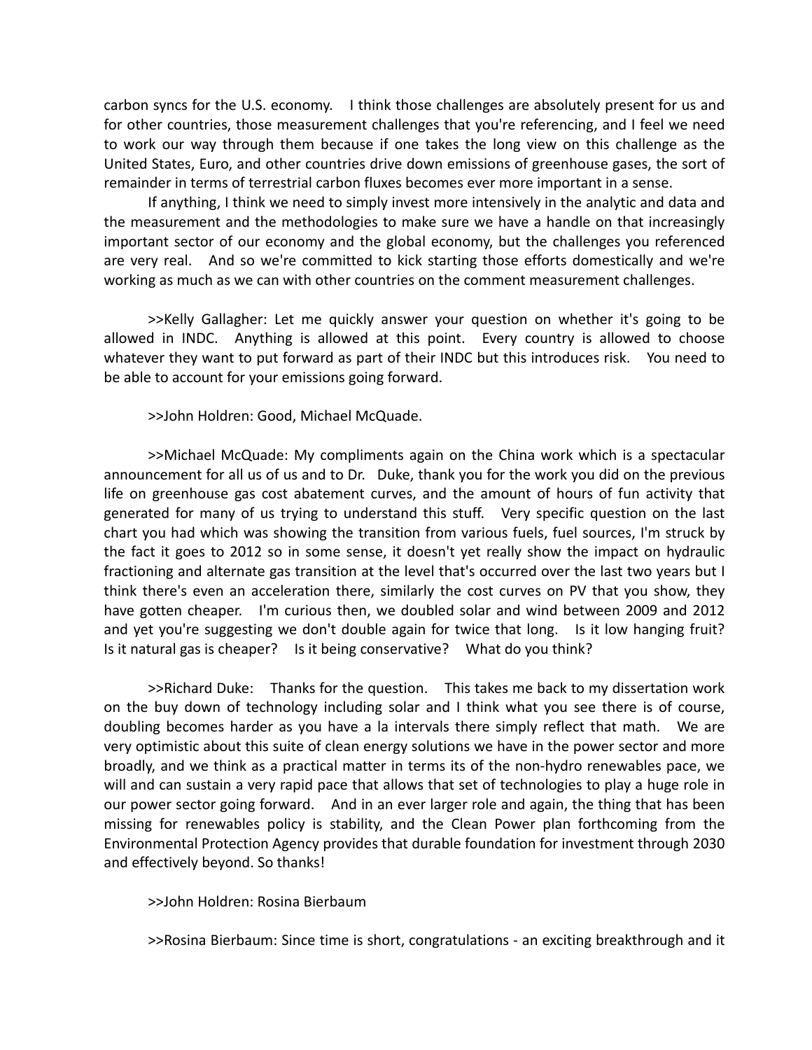carbon syncs for the U.S. economy. I think those challenges are absolutely present for us and for other countries, those measurement challenges that you're referencing, and I feel we need to work our way through them because if one takes the long view on this challenge as the United States, Euro, and other countries drive down emissions of greenhouse gases, the sort of remainder in terms of terrestrial carbon fluxes becomes ever more important in a sense.

If anything, I think we need to simply invest more intensively in the analytic and data and the measurement and the methodologies to make sure we have a handle on that increasingly important sector of our economy and the global economy, but the challenges you referenced are very real. And so we're committed to kick starting those efforts domestically and we're working as much as we can with other countries on the comment measurement challenges.

>>Kelly Gallagher: Let me quickly answer your question on whether it's going to be allowed in INDC. Anything is allowed at this point. Every country is allowed to choose whatever they want to put forward as part of their INDC but this introduces risk. You need to be able to account for your emissions going forward.

>>John Holdren: Good, Michael McQuade.

>>Michael McQuade: My compliments again on the China work which is a spectacular announcement for all us of us and to Dr. Duke, thank you for the work you did on the previous life on greenhouse gas cost abatement curves, and the amount of hours of fun activity that generated for many of us trying to understand this stuff. Very specific question on the last chart you had which was showing the transition from various fuels, fuel sources, I'm struck by the fact it goes to 2012 so in some sense, it doesn't yet really show the impact on hydraulic fractioning and alternate gas transition at the level that's occurred over the last two years but I think there's even an acceleration there, similarly the cost curves on PV that you show, they have gotten cheaper. I'm curious then, we doubled solar and wind between 2009 and 2012 and yet you're suggesting we don't double again for twice that long. Is it low hanging fruit? Is it natural gas is cheaper? Is it being conservative? What do you think?

>>Richard Duke: Thanks for the question. This takes me back to my dissertation work on the buy down of technology including solar and I think what you see there is of course, doubling becomes harder as you have a la intervals there simply reflect that math. We are very optimistic about this suite of clean energy solutions we have in the power sector and more broadly, and we think as a practical matter in terms its of the non-hydro renewables pace, we will and can sustain a very rapid pace that allows that set of technologies to play a huge role in our power sector going forward. And in an ever larger role and again, the thing that has been missing for renewables policy is stability, and the Clean Power plan forthcoming from the Environmental Protection Agency provides that durable foundation for investment through 2030 and effectively beyond. So thanks!

>>John Holdren: Rosina Bierbaum

>>Rosina Bierbaum: Since time is short, congratulations - an exciting breakthrough and it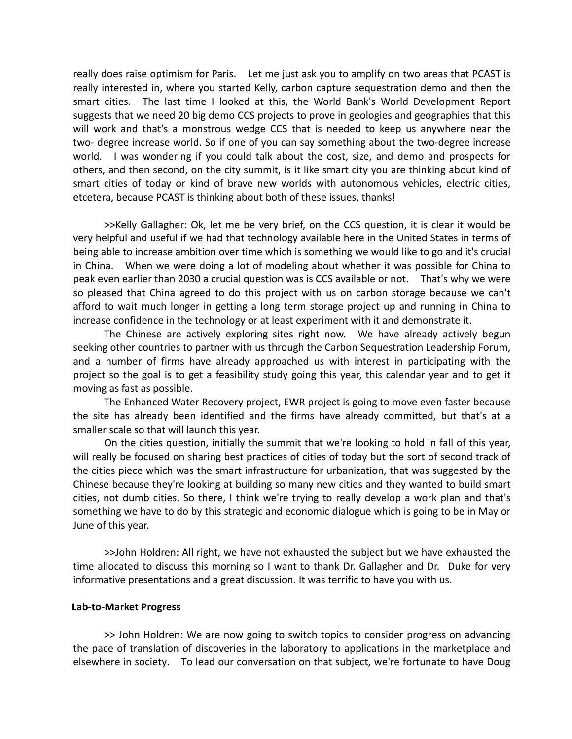really does raise optimism for Paris. Let me just ask you to amplify on two areas that PCAST is really interested in, where you started Kelly, carbon capture sequestration demo and then the smart cities. The last time I looked at this, the World Bank's World Development Report suggests that we need 20 big demo CCS projects to prove in geologies and geographies that this will work and that's a monstrous wedge CCS that is needed to keep us anywhere near the two- degree increase world. So if one of you can say something about the two-degree increase world. I was wondering if you could talk about the cost, size, and demo and prospects for others, and then second, on the city summit, is it like smart city you are thinking about kind of smart cities of today or kind of brave new worlds with autonomous vehicles, electric cities, etcetera, because PCAST is thinking about both of these issues, thanks!

>>Kelly Gallagher: Ok, let me be very brief, on the CCS question, it is clear it would be very helpful and useful if we had that technology available here in the United States in terms of being able to increase ambition over time which is something we would like to go and it's crucial in China. When we were doing a lot of modeling about whether it was possible for China to peak even earlier than 2030 a crucial question was is CCS available or not. That's why we were so pleased that China agreed to do this project with us on carbon storage because we can't afford to wait much longer in getting a long term storage project up and running in China to increase confidence in the technology or at least experiment with it and demonstrate it.

The Chinese are actively exploring sites right now. We have already actively begun seeking other countries to partner with us through the Carbon Sequestration Leadership Forum, and a number of firms have already approached us with interest in participating with the project so the goal is to get a feasibility study going this year, this calendar year and to get it moving as fast as possible.

The Enhanced Water Recovery project, EWR project is going to move even faster because the site has already been identified and the firms have already committed, but that's at a smaller scale so that will launch this year.

On the cities question, initially the summit that we're looking to hold in fall of this year, will really be focused on sharing best practices of cities of today but the sort of second track of the cities piece which was the smart infrastructure for urbanization, that was suggested by the Chinese because they're looking at building so many new cities and they wanted to build smart cities, not dumb cities. So there, I think we're trying to really develop a work plan and that's something we have to do by this strategic and economic dialogue which is going to be in May or June of this year.

>>John Holdren: All right, we have not exhausted the subject but we have exhausted the time allocated to discuss this morning so I want to thank Dr. Gallagher and Dr. Duke for very informative presentations and a great discussion. It was terrific to have you with us.

**Lab-to-Market Progress**

>> John Holdren: We are now going to switch topics to consider progress on advancing the pace of translation of discoveries in the laboratory to applications in the marketplace and elsewhere in society. To lead our conversation on that subject, we're fortunate to have Doug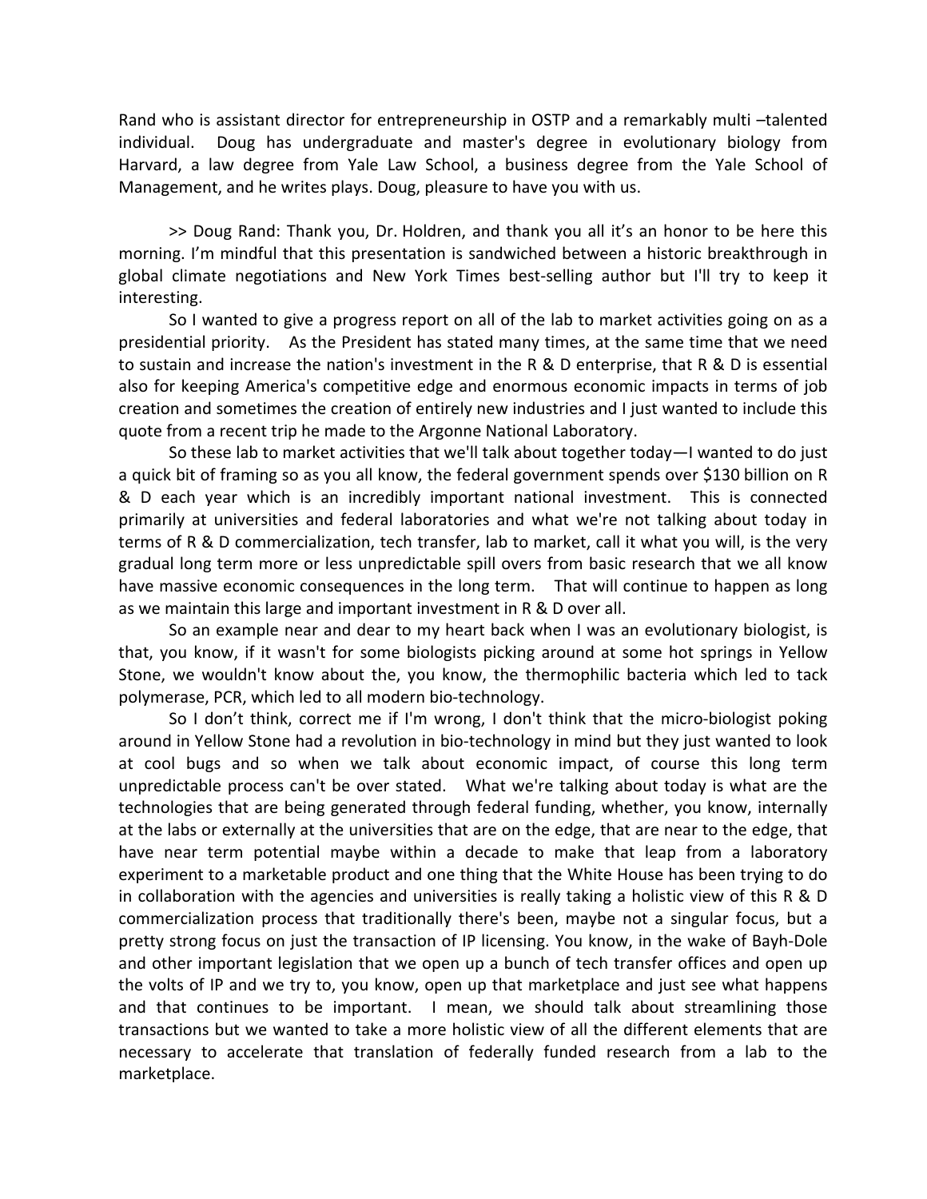Rand who is assistant director for entrepreneurship in OSTP and a remarkably multi –talented individual. Doug has undergraduate and master's degree in evolutionary biology from Harvard, a law degree from Yale Law School, a business degree from the Yale School of Management, and he writes plays. Doug, pleasure to have you with us.

>> Doug Rand: Thank you, Dr. Holdren, and thank you all it's an honor to be here this morning. I'm mindful that this presentation is sandwiched between a historic breakthrough in global climate negotiations and New York Times best-selling author but I'll try to keep it interesting.

So I wanted to give a progress report on all of the lab to market activities going on as a presidential priority. As the President has stated many times, at the same time that we need to sustain and increase the nation's investment in the R & D enterprise, that R & D is essential also for keeping America's competitive edge and enormous economic impacts in terms of job creation and sometimes the creation of entirely new industries and I just wanted to include this quote from a recent trip he made to the Argonne National Laboratory.

So these lab to market activities that we'll talk about together today—I wanted to do just a quick bit of framing so as you all know, the federal government spends over $130 billion on R & D each year which is an incredibly important national investment. This is connected primarily at universities and federal laboratories and what we're not talking about today in terms of R & D commercialization, tech transfer, lab to market, call it what you will, is the very gradual long term more or less unpredictable spill overs from basic research that we all know have massive economic consequences in the long term. That will continue to happen as long as we maintain this large and important investment in R & D over all.

So an example near and dear to my heart back when I was an evolutionary biologist, is that, you know, if it wasn't for some biologists picking around at some hot springs in Yellow Stone, we wouldn't know about the, you know, the thermophilic bacteria which led to tack polymerase, PCR, which led to all modern bio-technology.

So I don't think, correct me if I'm wrong, I don't think that the micro-biologist poking around in Yellow Stone had a revolution in bio-technology in mind but they just wanted to look at cool bugs and so when we talk about economic impact, of course this long term unpredictable process can't be over stated. What we're talking about today is what are the technologies that are being generated through federal funding, whether, you know, internally at the labs or externally at the universities that are on the edge, that are near to the edge, that have near term potential maybe within a decade to make that leap from a laboratory experiment to a marketable product and one thing that the White House has been trying to do in collaboration with the agencies and universities is really taking a holistic view of this R & D commercialization process that traditionally there's been, maybe not a singular focus, but a pretty strong focus on just the transaction of IP licensing. You know, in the wake of Bayh-Dole and other important legislation that we open up a bunch of tech transfer offices and open up the volts of IP and we try to, you know, open up that marketplace and just see what happens and that continues to be important. I mean, we should talk about streamlining those transactions but we wanted to take a more holistic view of all the different elements that are necessary to accelerate that translation of federally funded research from a lab to the marketplace.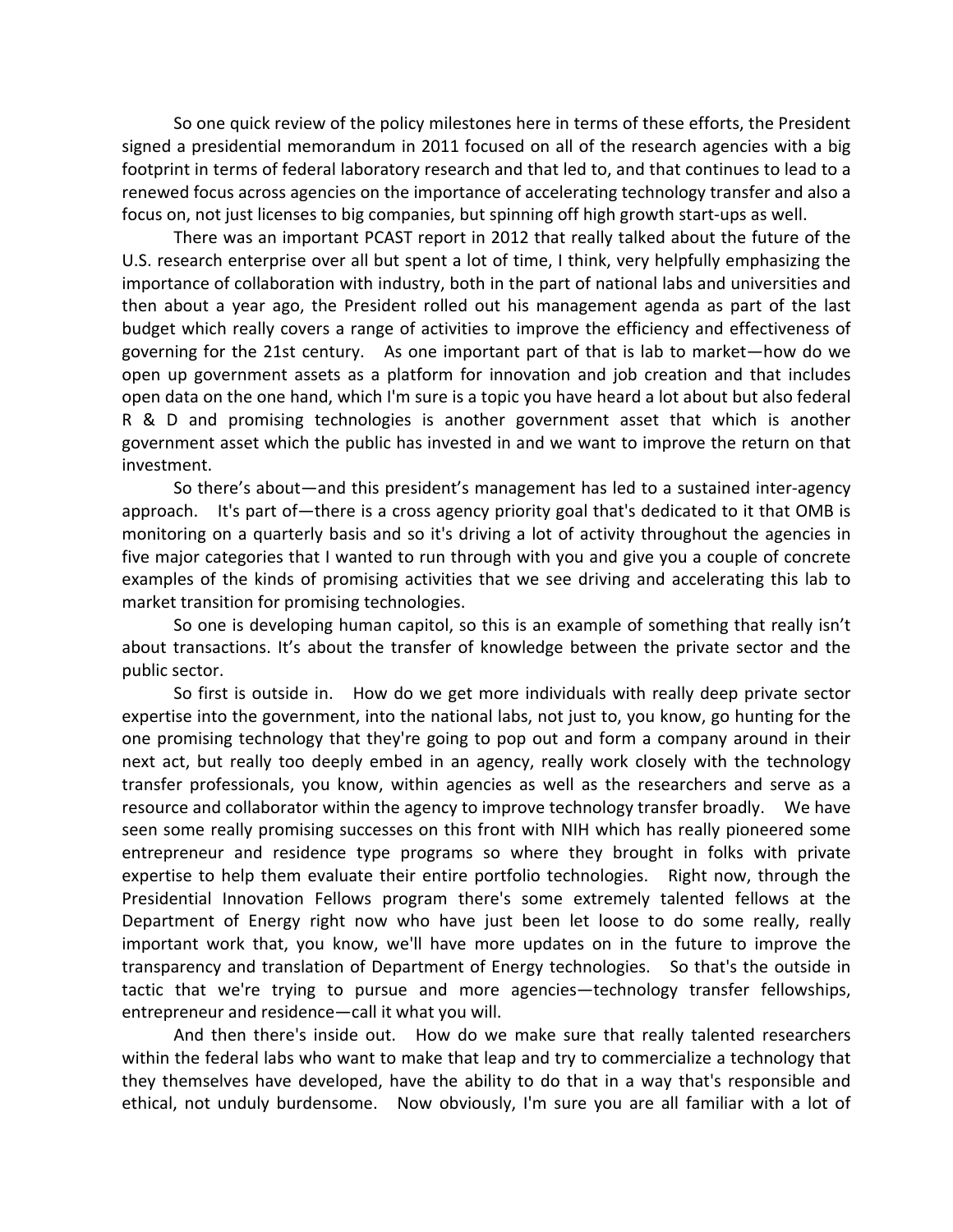So one quick review of the policy milestones here in terms of these efforts, the President signed a presidential memorandum in 2011 focused on all of the research agencies with a big footprint in terms of federal laboratory research and that led to, and that continues to lead to a renewed focus across agencies on the importance of accelerating technology transfer and also a focus on, not just licenses to big companies, but spinning off high growth start-ups as well.

There was an important PCAST report in 2012 that really talked about the future of the U.S. research enterprise over all but spent a lot of time, I think, very helpfully emphasizing the importance of collaboration with industry, both in the part of national labs and universities and then about a year ago, the President rolled out his management agenda as part of the last budget which really covers a range of activities to improve the efficiency and effectiveness of governing for the 21st century. As one important part of that is lab to market—how do we open up government assets as a platform for innovation and job creation and that includes open data on the one hand, which I'm sure is a topic you have heard a lot about but also federal R & D and promising technologies is another government asset that which is another government asset which the public has invested in and we want to improve the return on that investment.

So there's about—and this president's management has led to a sustained inter-agency approach. It's part of—there is a cross agency priority goal that's dedicated to it that OMB is monitoring on a quarterly basis and so it's driving a lot of activity throughout the agencies in five major categories that I wanted to run through with you and give you a couple of concrete examples of the kinds of promising activities that we see driving and accelerating this lab to market transition for promising technologies.

So one is developing human capitol, so this is an example of something that really isn't about transactions. It's about the transfer of knowledge between the private sector and the public sector.

So first is outside in. How do we get more individuals with really deep private sector expertise into the government, into the national labs, not just to, you know, go hunting for the one promising technology that they're going to pop out and form a company around in their next act, but really too deeply embed in an agency, really work closely with the technology transfer professionals, you know, within agencies as well as the researchers and serve as a resource and collaborator within the agency to improve technology transfer broadly. We have seen some really promising successes on this front with NIH which has really pioneered some entrepreneur and residence type programs so where they brought in folks with private expertise to help them evaluate their entire portfolio technologies. Right now, through the Presidential Innovation Fellows program there's some extremely talented fellows at the Department of Energy right now who have just been let loose to do some really, really important work that, you know, we'll have more updates on in the future to improve the transparency and translation of Department of Energy technologies. So that's the outside in tactic that we're trying to pursue and more agencies—technology transfer fellowships, entrepreneur and residence—call it what you will.

And then there's inside out. How do we make sure that really talented researchers within the federal labs who want to make that leap and try to commercialize a technology that they themselves have developed, have the ability to do that in a way that's responsible and ethical, not unduly burdensome. Now obviously, I'm sure you are all familiar with a lot of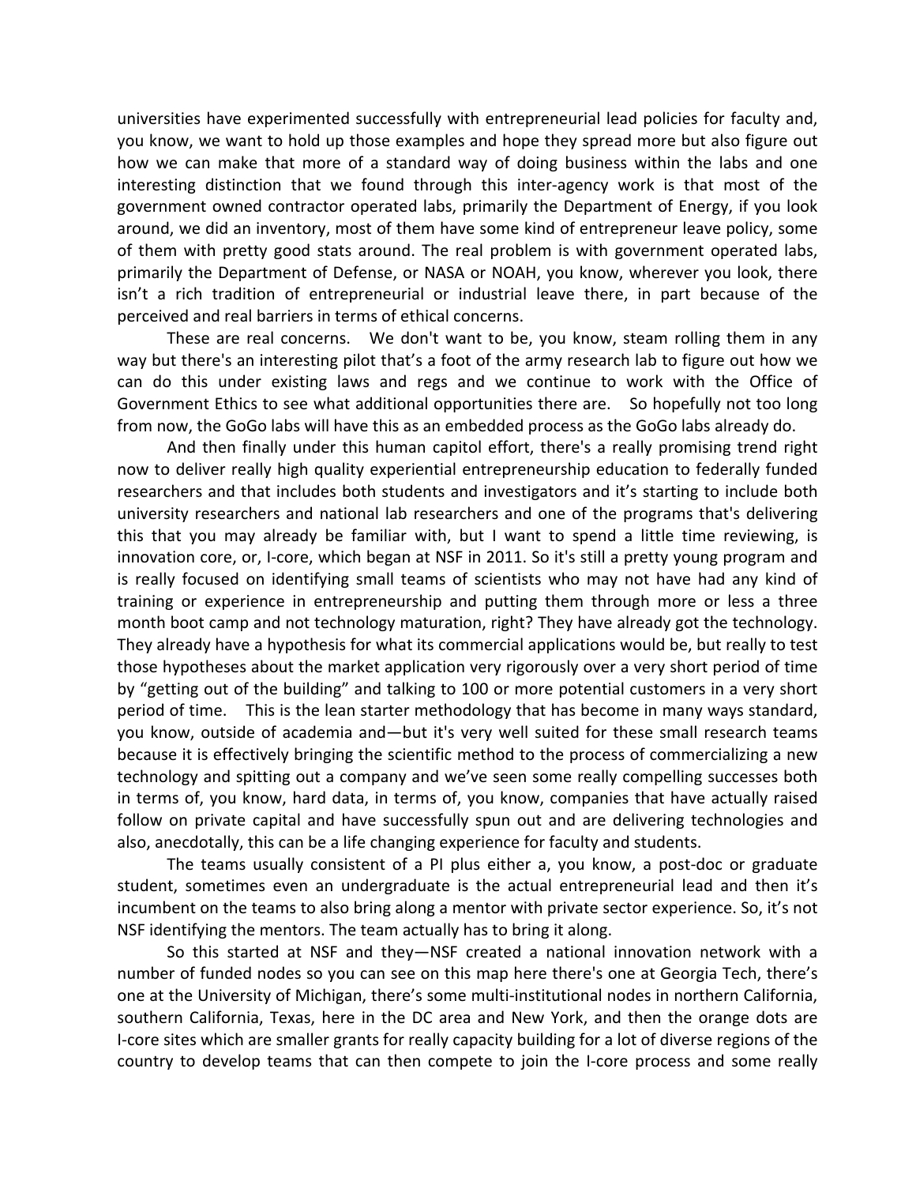universities have experimented successfully with entrepreneurial lead policies for faculty and, you know, we want to hold up those examples and hope they spread more but also figure out how we can make that more of a standard way of doing business within the labs and one interesting distinction that we found through this inter-agency work is that most of the government owned contractor operated labs, primarily the Department of Energy, if you look around, we did an inventory, most of them have some kind of entrepreneur leave policy, some of them with pretty good stats around. The real problem is with government operated labs, primarily the Department of Defense, or NASA or NOAH, you know, wherever you look, there isn't a rich tradition of entrepreneurial or industrial leave there, in part because of the perceived and real barriers in terms of ethical concerns.

These are real concerns. We don't want to be, you know, steam rolling them in any way but there's an interesting pilot that's a foot of the army research lab to figure out how we can do this under existing laws and regs and we continue to work with the Office of Government Ethics to see what additional opportunities there are. So hopefully not too long from now, the GoGo labs will have this as an embedded process as the GoGo labs already do.

And then finally under this human capitol effort, there's a really promising trend right now to deliver really high quality experiential entrepreneurship education to federally funded researchers and that includes both students and investigators and it's starting to include both university researchers and national lab researchers and one of the programs that's delivering this that you may already be familiar with, but I want to spend a little time reviewing, is innovation core, or, I-core, which began at NSF in 2011. So it's still a pretty young program and is really focused on identifying small teams of scientists who may not have had any kind of training or experience in entrepreneurship and putting them through more or less a three month boot camp and not technology maturation, right? They have already got the technology. They already have a hypothesis for what its commercial applications would be, but really to test those hypotheses about the market application very rigorously over a very short period of time by "getting out of the building" and talking to 100 or more potential customers in a very short period of time. This is the lean starter methodology that has become in many ways standard, you know, outside of academia and—but it's very well suited for these small research teams because it is effectively bringing the scientific method to the process of commercializing a new technology and spitting out a company and we've seen some really compelling successes both in terms of, you know, hard data, in terms of, you know, companies that have actually raised follow on private capital and have successfully spun out and are delivering technologies and also, anecdotally, this can be a life changing experience for faculty and students.

The teams usually consistent of a PI plus either a, you know, a post-doc or graduate student, sometimes even an undergraduate is the actual entrepreneurial lead and then it's incumbent on the teams to also bring along a mentor with private sector experience. So, it's not NSF identifying the mentors. The team actually has to bring it along.

So this started at NSF and they—NSF created a national innovation network with a number of funded nodes so you can see on this map here there's one at Georgia Tech, there's one at the University of Michigan, there's some multi-institutional nodes in northern California, southern California, Texas, here in the DC area and New York, and then the orange dots are I-core sites which are smaller grants for really capacity building for a lot of diverse regions of the country to develop teams that can then compete to join the I-core process and some really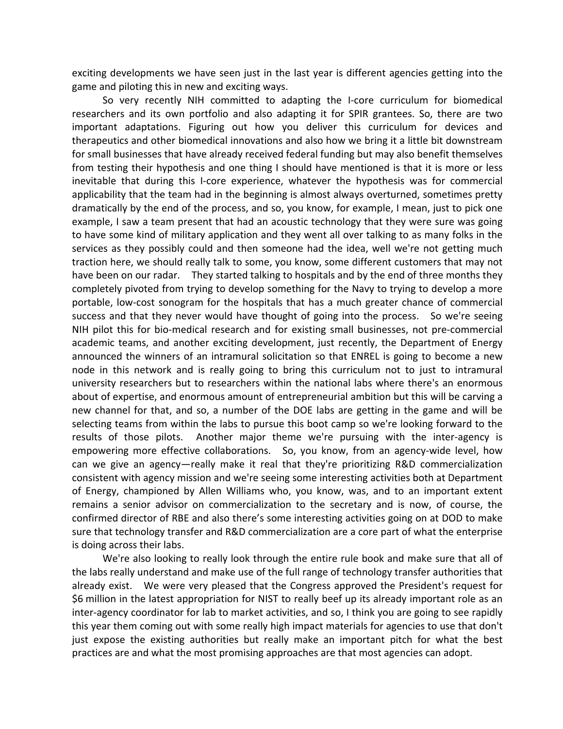exciting developments we have seen just in the last year is different agencies getting into the game and piloting this in new and exciting ways.

So very recently NIH committed to adapting the I-core curriculum for biomedical researchers and its own portfolio and also adapting it for SPIR grantees. So, there are two important adaptations. Figuring out how you deliver this curriculum for devices and therapeutics and other biomedical innovations and also how we bring it a little bit downstream for small businesses that have already received federal funding but may also benefit themselves from testing their hypothesis and one thing I should have mentioned is that it is more or less inevitable that during this I-core experience, whatever the hypothesis was for commercial applicability that the team had in the beginning is almost always overturned, sometimes pretty dramatically by the end of the process, and so, you know, for example, I mean, just to pick one example, I saw a team present that had an acoustic technology that they were sure was going to have some kind of military application and they went all over talking to as many folks in the services as they possibly could and then someone had the idea, well we're not getting much traction here, we should really talk to some, you know, some different customers that may not have been on our radar. They started talking to hospitals and by the end of three months they completely pivoted from trying to develop something for the Navy to trying to develop a more portable, low-cost sonogram for the hospitals that has a much greater chance of commercial success and that they never would have thought of going into the process. So we're seeing NIH pilot this for bio-medical research and for existing small businesses, not pre-commercial academic teams, and another exciting development, just recently, the Department of Energy announced the winners of an intramural solicitation so that ENREL is going to become a new node in this network and is really going to bring this curriculum not to just to intramural university researchers but to researchers within the national labs where there's an enormous about of expertise, and enormous amount of entrepreneurial ambition but this will be carving a new channel for that, and so, a number of the DOE labs are getting in the game and will be selecting teams from within the labs to pursue this boot camp so we're looking forward to the results of those pilots. Another major theme we're pursuing with the inter-agency is empowering more effective collaborations. So, you know, from an agency-wide level, how can we give an agency—really make it real that they're prioritizing R&D commercialization consistent with agency mission and we're seeing some interesting activities both at Department of Energy, championed by Allen Williams who, you know, was, and to an important extent remains a senior advisor on commercialization to the secretary and is now, of course, the confirmed director of RBE and also there's some interesting activities going on at DOD to make sure that technology transfer and R&D commercialization are a core part of what the enterprise is doing across their labs.

We're also looking to really look through the entire rule book and make sure that all of the labs really understand and make use of the full range of technology transfer authorities that already exist. We were very pleased that the Congress approved the President's request for $6 million in the latest appropriation for NIST to really beef up its already important role as an inter-agency coordinator for lab to market activities, and so, I think you are going to see rapidly this year them coming out with some really high impact materials for agencies to use that don't just expose the existing authorities but really make an important pitch for what the best practices are and what the most promising approaches are that most agencies can adopt.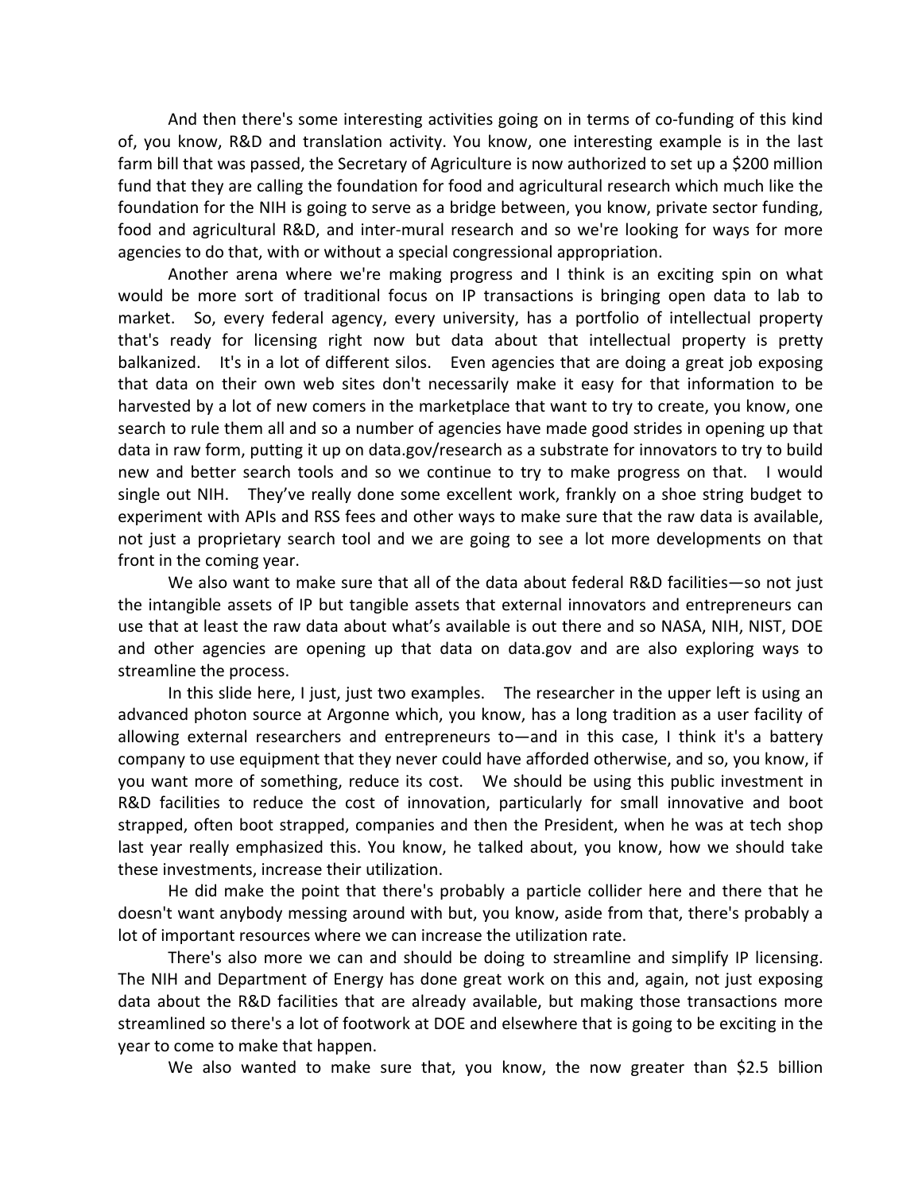And then there's some interesting activities going on in terms of co-funding of this kind of, you know, R&D and translation activity. You know, one interesting example is in the last farm bill that was passed, the Secretary of Agriculture is now authorized to set up a $200 million fund that they are calling the foundation for food and agricultural research which much like the foundation for the NIH is going to serve as a bridge between, you know, private sector funding, food and agricultural R&D, and inter-mural research and so we're looking for ways for more agencies to do that, with or without a special congressional appropriation.

Another arena where we're making progress and I think is an exciting spin on what would be more sort of traditional focus on IP transactions is bringing open data to lab to market. So, every federal agency, every university, has a portfolio of intellectual property that's ready for licensing right now but data about that intellectual property is pretty balkanized. It's in a lot of different silos. Even agencies that are doing a great job exposing that data on their own web sites don't necessarily make it easy for that information to be harvested by a lot of new comers in the marketplace that want to try to create, you know, one search to rule them all and so a number of agencies have made good strides in opening up that data in raw form, putting it up on data.gov/research as a substrate for innovators to try to build new and better search tools and so we continue to try to make progress on that. I would single out NIH. They've really done some excellent work, frankly on a shoe string budget to experiment with APIs and RSS fees and other ways to make sure that the raw data is available, not just a proprietary search tool and we are going to see a lot more developments on that front in the coming year.

We also want to make sure that all of the data about federal R&D facilities—so not just the intangible assets of IP but tangible assets that external innovators and entrepreneurs can use that at least the raw data about what's available is out there and so NASA, NIH, NIST, DOE and other agencies are opening up that data on data.gov and are also exploring ways to streamline the process.

In this slide here, I just, just two examples. The researcher in the upper left is using an advanced photon source at Argonne which, you know, has a long tradition as a user facility of allowing external researchers and entrepreneurs to—and in this case, I think it's a battery company to use equipment that they never could have afforded otherwise, and so, you know, if you want more of something, reduce its cost. We should be using this public investment in R&D facilities to reduce the cost of innovation, particularly for small innovative and boot strapped, often boot strapped, companies and then the President, when he was at tech shop last year really emphasized this. You know, he talked about, you know, how we should take these investments, increase their utilization.

He did make the point that there's probably a particle collider here and there that he doesn't want anybody messing around with but, you know, aside from that, there's probably a lot of important resources where we can increase the utilization rate.

There's also more we can and should be doing to streamline and simplify IP licensing. The NIH and Department of Energy has done great work on this and, again, not just exposing data about the R&D facilities that are already available, but making those transactions more streamlined so there's a lot of footwork at DOE and elsewhere that is going to be exciting in the year to come to make that happen.

We also wanted to make sure that, you know, the now greater than $2.5 billion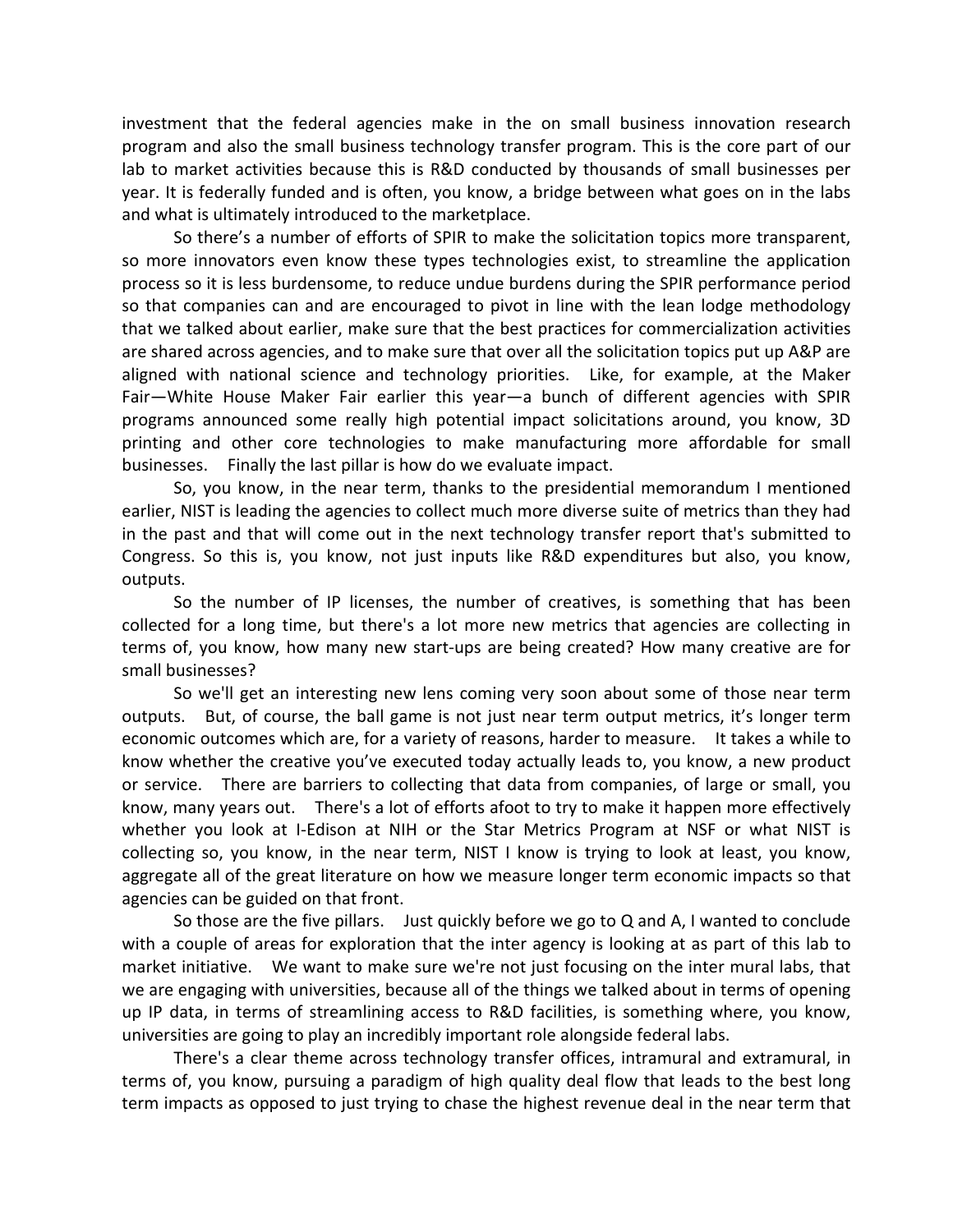investment that the federal agencies make in the on small business innovation research program and also the small business technology transfer program. This is the core part of our lab to market activities because this is R&D conducted by thousands of small businesses per year. It is federally funded and is often, you know, a bridge between what goes on in the labs and what is ultimately introduced to the marketplace.

So there's a number of efforts of SPIR to make the solicitation topics more transparent, so more innovators even know these types technologies exist, to streamline the application process so it is less burdensome, to reduce undue burdens during the SPIR performance period so that companies can and are encouraged to pivot in line with the lean lodge methodology that we talked about earlier, make sure that the best practices for commercialization activities are shared across agencies, and to make sure that over all the solicitation topics put up A&P are aligned with national science and technology priorities. Like, for example, at the Maker Fair—White House Maker Fair earlier this year—a bunch of different agencies with SPIR programs announced some really high potential impact solicitations around, you know, 3D printing and other core technologies to make manufacturing more affordable for small businesses. Finally the last pillar is how do we evaluate impact.

So, you know, in the near term, thanks to the presidential memorandum I mentioned earlier, NIST is leading the agencies to collect much more diverse suite of metrics than they had in the past and that will come out in the next technology transfer report that's submitted to Congress. So this is, you know, not just inputs like R&D expenditures but also, you know, outputs.

So the number of IP licenses, the number of creatives, is something that has been collected for a long time, but there's a lot more new metrics that agencies are collecting in terms of, you know, how many new start-ups are being created? How many creative are for small businesses?

So we'll get an interesting new lens coming very soon about some of those near term outputs. But, of course, the ball game is not just near term output metrics, it's longer term economic outcomes which are, for a variety of reasons, harder to measure. It takes a while to know whether the creative you've executed today actually leads to, you know, a new product or service. There are barriers to collecting that data from companies, of large or small, you know, many years out. There's a lot of efforts afoot to try to make it happen more effectively whether you look at I-Edison at NIH or the Star Metrics Program at NSF or what NIST is collecting so, you know, in the near term, NIST I know is trying to look at least, you know, aggregate all of the great literature on how we measure longer term economic impacts so that agencies can be guided on that front.

So those are the five pillars. Just quickly before we go to Q and A, I wanted to conclude with a couple of areas for exploration that the inter agency is looking at as part of this lab to market initiative. We want to make sure we're not just focusing on the inter mural labs, that we are engaging with universities, because all of the things we talked about in terms of opening up IP data, in terms of streamlining access to R&D facilities, is something where, you know, universities are going to play an incredibly important role alongside federal labs.

There's a clear theme across technology transfer offices, intramural and extramural, in terms of, you know, pursuing a paradigm of high quality deal flow that leads to the best long term impacts as opposed to just trying to chase the highest revenue deal in the near term that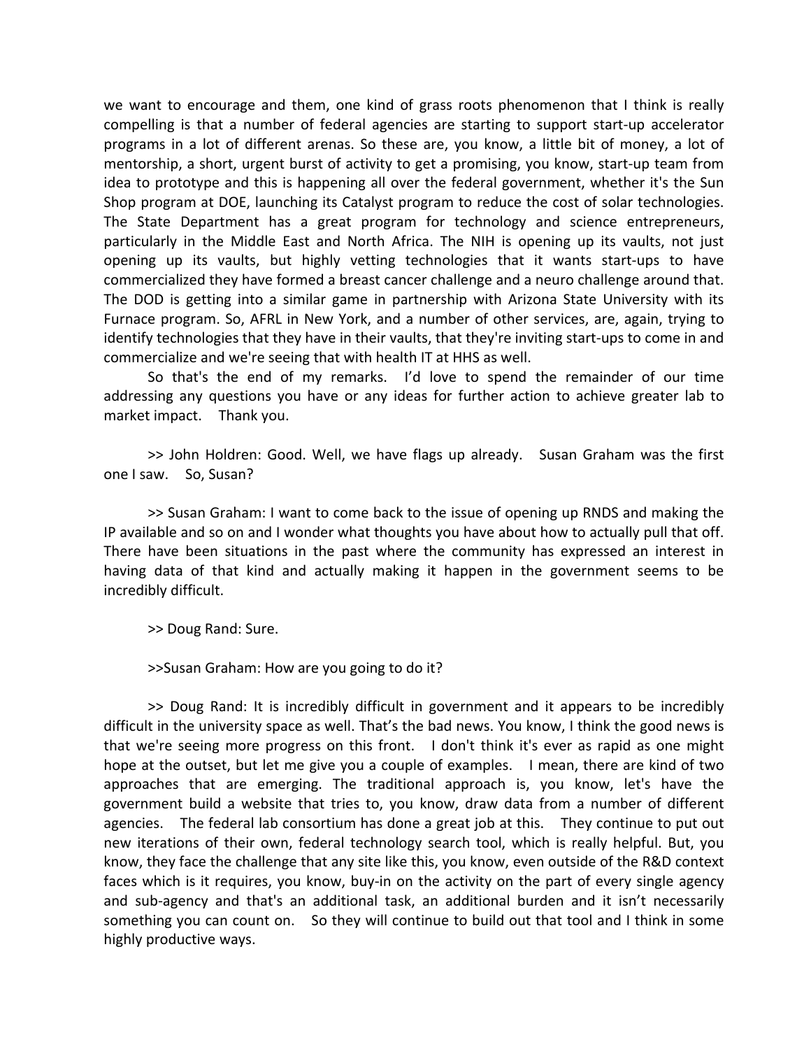we want to encourage and them, one kind of grass roots phenomenon that I think is really compelling is that a number of federal agencies are starting to support start-up accelerator programs in a lot of different arenas. So these are, you know, a little bit of money, a lot of mentorship, a short, urgent burst of activity to get a promising, you know, start-up team from idea to prototype and this is happening all over the federal government, whether it's the Sun Shop program at DOE, launching its Catalyst program to reduce the cost of solar technologies. The State Department has a great program for technology and science entrepreneurs, particularly in the Middle East and North Africa. The NIH is opening up its vaults, not just opening up its vaults, but highly vetting technologies that it wants start-ups to have commercialized they have formed a breast cancer challenge and a neuro challenge around that. The DOD is getting into a similar game in partnership with Arizona State University with its Furnace program. So, AFRL in New York, and a number of other services, are, again, trying to identify technologies that they have in their vaults, that they're inviting start-ups to come in and commercialize and we're seeing that with health IT at HHS as well.

So that's the end of my remarks. I'd love to spend the remainder of our time addressing any questions you have or any ideas for further action to achieve greater lab to market impact. Thank you.

>> John Holdren: Good. Well, we have flags up already. Susan Graham was the first one I saw. So, Susan?

>> Susan Graham: I want to come back to the issue of opening up RNDS and making the IP available and so on and I wonder what thoughts you have about how to actually pull that off. There have been situations in the past where the community has expressed an interest in having data of that kind and actually making it happen in the government seems to be incredibly difficult.

>> Doug Rand: Sure.

>>Susan Graham: How are you going to do it?

>> Doug Rand: It is incredibly difficult in government and it appears to be incredibly difficult in the university space as well. That's the bad news. You know, I think the good news is that we're seeing more progress on this front. I don't think it's ever as rapid as one might hope at the outset, but let me give you a couple of examples. I mean, there are kind of two approaches that are emerging. The traditional approach is, you know, let's have the government build a website that tries to, you know, draw data from a number of different agencies. The federal lab consortium has done a great job at this. They continue to put out new iterations of their own, federal technology search tool, which is really helpful. But, you know, they face the challenge that any site like this, you know, even outside of the R&D context faces which is it requires, you know, buy-in on the activity on the part of every single agency and sub-agency and that's an additional task, an additional burden and it isn't necessarily something you can count on. So they will continue to build out that tool and I think in some highly productive ways.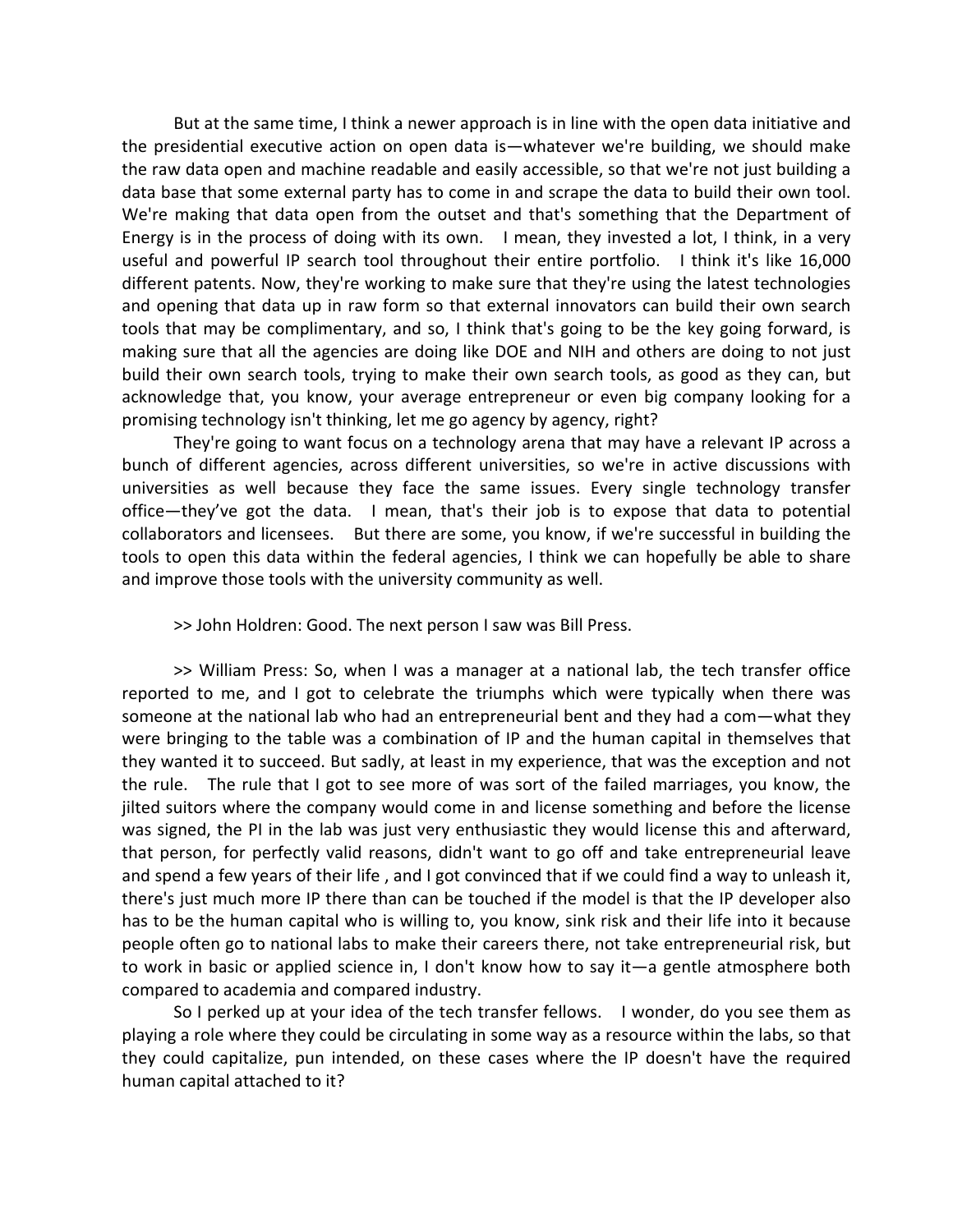But at the same time, I think a newer approach is in line with the open data initiative and the presidential executive action on open data is—whatever we're building, we should make the raw data open and machine readable and easily accessible, so that we're not just building a data base that some external party has to come in and scrape the data to build their own tool. We're making that data open from the outset and that's something that the Department of Energy is in the process of doing with its own. I mean, they invested a lot, I think, in a very useful and powerful IP search tool throughout their entire portfolio. I think it's like 16,000 different patents. Now, they're working to make sure that they're using the latest technologies and opening that data up in raw form so that external innovators can build their own search tools that may be complimentary, and so, I think that's going to be the key going forward, is making sure that all the agencies are doing like DOE and NIH and others are doing to not just build their own search tools, trying to make their own search tools, as good as they can, but acknowledge that, you know, your average entrepreneur or even big company looking for a promising technology isn't thinking, let me go agency by agency, right?

They're going to want focus on a technology arena that may have a relevant IP across a bunch of different agencies, across different universities, so we're in active discussions with universities as well because they face the same issues. Every single technology transfer office—they've got the data. I mean, that's their job is to expose that data to potential collaborators and licensees. But there are some, you know, if we're successful in building the tools to open this data within the federal agencies, I think we can hopefully be able to share and improve those tools with the university community as well.

>> John Holdren: Good. The next person I saw was Bill Press.

>> William Press: So, when I was a manager at a national lab, the tech transfer office reported to me, and I got to celebrate the triumphs which were typically when there was someone at the national lab who had an entrepreneurial bent and they had a com—what they were bringing to the table was a combination of IP and the human capital in themselves that they wanted it to succeed. But sadly, at least in my experience, that was the exception and not the rule. The rule that I got to see more of was sort of the failed marriages, you know, the jilted suitors where the company would come in and license something and before the license was signed, the PI in the lab was just very enthusiastic they would license this and afterward, that person, for perfectly valid reasons, didn't want to go off and take entrepreneurial leave and spend a few years of their life , and I got convinced that if we could find a way to unleash it, there's just much more IP there than can be touched if the model is that the IP developer also has to be the human capital who is willing to, you know, sink risk and their life into it because people often go to national labs to make their careers there, not take entrepreneurial risk, but to work in basic or applied science in, I don't know how to say it—a gentle atmosphere both compared to academia and compared industry.

So I perked up at your idea of the tech transfer fellows. I wonder, do you see them as playing a role where they could be circulating in some way as a resource within the labs, so that they could capitalize, pun intended, on these cases where the IP doesn't have the required human capital attached to it?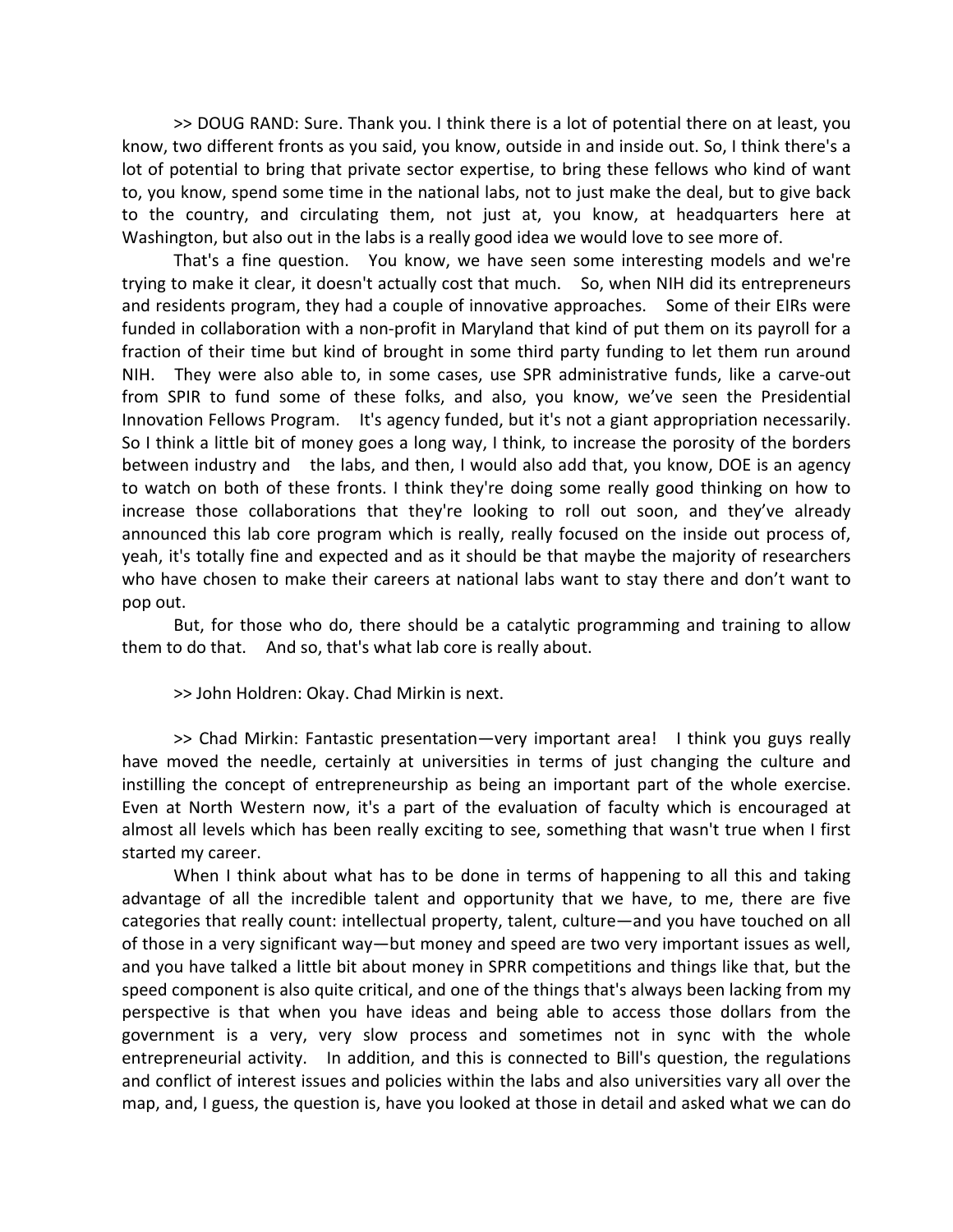>> DOUG RAND: Sure. Thank you. I think there is a lot of potential there on at least, you know, two different fronts as you said, you know, outside in and inside out. So, I think there's a lot of potential to bring that private sector expertise, to bring these fellows who kind of want to, you know, spend some time in the national labs, not to just make the deal, but to give back to the country, and circulating them, not just at, you know, at headquarters here at Washington, but also out in the labs is a really good idea we would love to see more of.

That's a fine question. You know, we have seen some interesting models and we're trying to make it clear, it doesn't actually cost that much. So, when NIH did its entrepreneurs and residents program, they had a couple of innovative approaches. Some of their EIRs were funded in collaboration with a non-profit in Maryland that kind of put them on its payroll for a fraction of their time but kind of brought in some third party funding to let them run around NIH. They were also able to, in some cases, use SPR administrative funds, like a carve-out from SPIR to fund some of these folks, and also, you know, we've seen the Presidential Innovation Fellows Program. It's agency funded, but it's not a giant appropriation necessarily. So I think a little bit of money goes a long way, I think, to increase the porosity of the borders between industry and the labs, and then, I would also add that, you know, DOE is an agency to watch on both of these fronts. I think they're doing some really good thinking on how to increase those collaborations that they're looking to roll out soon, and they've already announced this lab core program which is really, really focused on the inside out process of, yeah, it's totally fine and expected and as it should be that maybe the majority of researchers who have chosen to make their careers at national labs want to stay there and don't want to pop out.

But, for those who do, there should be a catalytic programming and training to allow them to do that. And so, that's what lab core is really about.

>> John Holdren: Okay. Chad Mirkin is next.

>> Chad Mirkin: Fantastic presentation—very important area! I think you guys really have moved the needle, certainly at universities in terms of just changing the culture and instilling the concept of entrepreneurship as being an important part of the whole exercise. Even at North Western now, it's a part of the evaluation of faculty which is encouraged at almost all levels which has been really exciting to see, something that wasn't true when I first started my career.

When I think about what has to be done in terms of happening to all this and taking advantage of all the incredible talent and opportunity that we have, to me, there are five categories that really count: intellectual property, talent, culture—and you have touched on all of those in a very significant way—but money and speed are two very important issues as well, and you have talked a little bit about money in SPRR competitions and things like that, but the speed component is also quite critical, and one of the things that's always been lacking from my perspective is that when you have ideas and being able to access those dollars from the government is a very, very slow process and sometimes not in sync with the whole entrepreneurial activity. In addition, and this is connected to Bill's question, the regulations and conflict of interest issues and policies within the labs and also universities vary all over the map, and, I guess, the question is, have you looked at those in detail and asked what we can do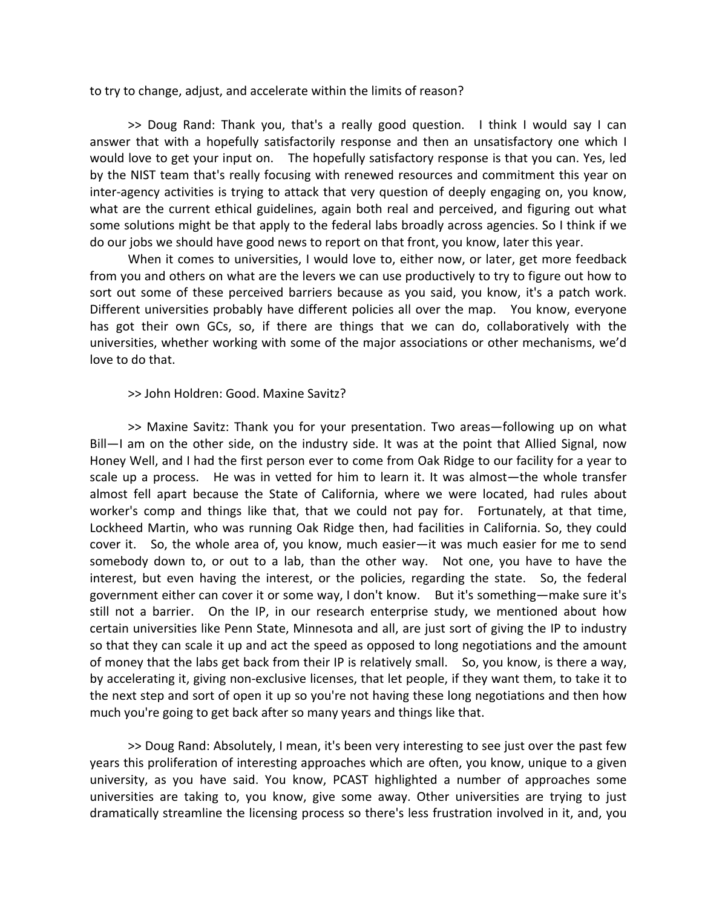to try to change, adjust, and accelerate within the limits of reason?

>> Doug Rand: Thank you, that's a really good question. I think I would say I can answer that with a hopefully satisfactorily response and then an unsatisfactory one which I would love to get your input on. The hopefully satisfactory response is that you can. Yes, led by the NIST team that's really focusing with renewed resources and commitment this year on inter-agency activities is trying to attack that very question of deeply engaging on, you know, what are the current ethical guidelines, again both real and perceived, and figuring out what some solutions might be that apply to the federal labs broadly across agencies. So I think if we do our jobs we should have good news to report on that front, you know, later this year.

When it comes to universities, I would love to, either now, or later, get more feedback from you and others on what are the levers we can use productively to try to figure out how to sort out some of these perceived barriers because as you said, you know, it's a patch work. Different universities probably have different policies all over the map. You know, everyone has got their own GCs, so, if there are things that we can do, collaboratively with the universities, whether working with some of the major associations or other mechanisms, we'd love to do that.

>> John Holdren: Good. Maxine Savitz?

>> Maxine Savitz: Thank you for your presentation. Two areas—following up on what Bill—I am on the other side, on the industry side. It was at the point that Allied Signal, now Honey Well, and I had the first person ever to come from Oak Ridge to our facility for a year to scale up a process. He was in vetted for him to learn it. It was almost—the whole transfer almost fell apart because the State of California, where we were located, had rules about worker's comp and things like that, that we could not pay for. Fortunately, at that time, Lockheed Martin, who was running Oak Ridge then, had facilities in California. So, they could cover it. So, the whole area of, you know, much easier—it was much easier for me to send somebody down to, or out to a lab, than the other way. Not one, you have to have the interest, but even having the interest, or the policies, regarding the state. So, the federal government either can cover it or some way, I don't know. But it's something—make sure it's still not a barrier. On the IP, in our research enterprise study, we mentioned about how certain universities like Penn State, Minnesota and all, are just sort of giving the IP to industry so that they can scale it up and act the speed as opposed to long negotiations and the amount of money that the labs get back from their IP is relatively small. So, you know, is there a way, by accelerating it, giving non-exclusive licenses, that let people, if they want them, to take it to the next step and sort of open it up so you're not having these long negotiations and then how much you're going to get back after so many years and things like that.

>> Doug Rand: Absolutely, I mean, it's been very interesting to see just over the past few years this proliferation of interesting approaches which are often, you know, unique to a given university, as you have said. You know, PCAST highlighted a number of approaches some universities are taking to, you know, give some away. Other universities are trying to just dramatically streamline the licensing process so there's less frustration involved in it, and, you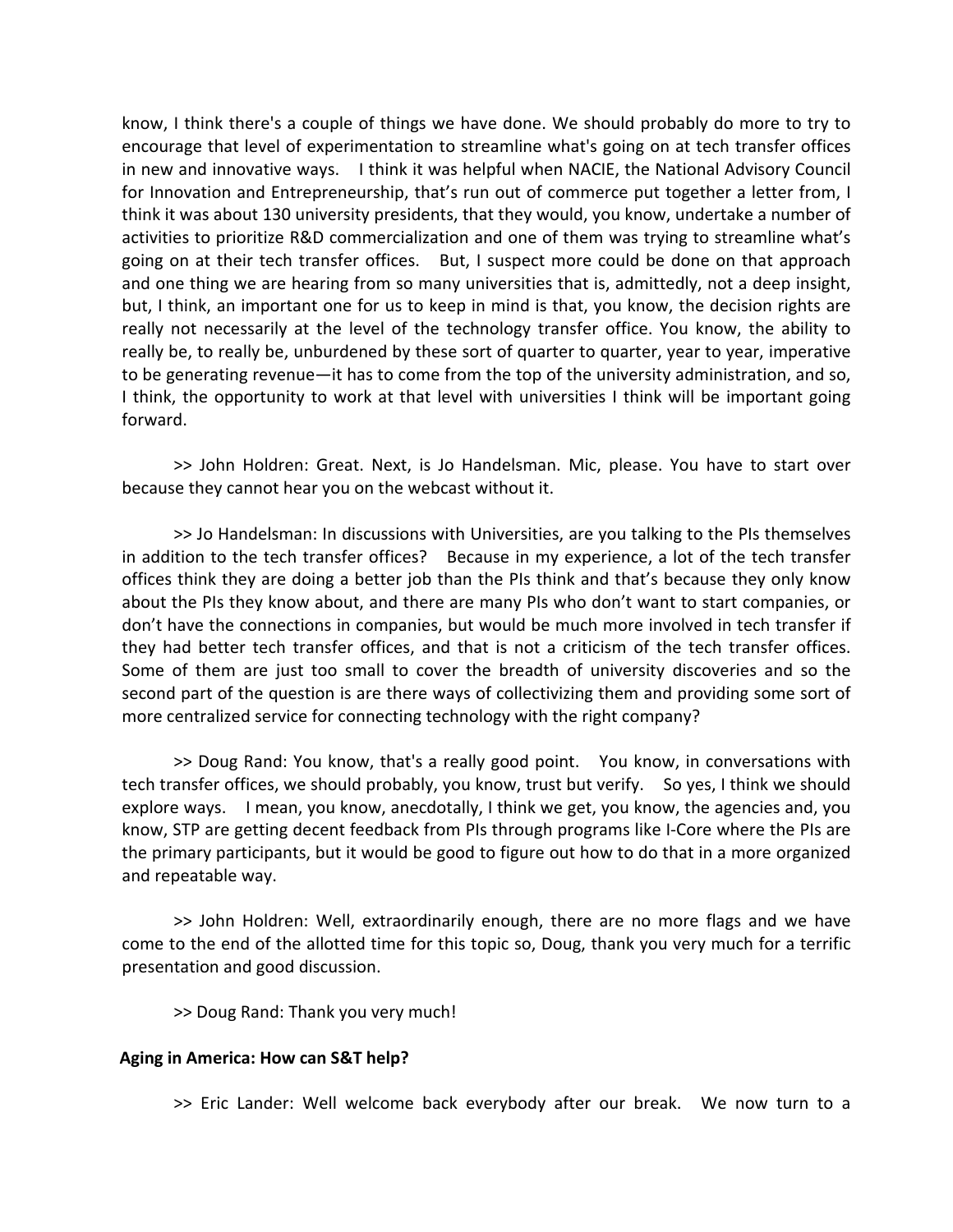know, I think there's a couple of things we have done. We should probably do more to try to encourage that level of experimentation to streamline what's going on at tech transfer offices in new and innovative ways. I think it was helpful when NACIE, the National Advisory Council for Innovation and Entrepreneurship, that's run out of commerce put together a letter from, I think it was about 130 university presidents, that they would, you know, undertake a number of activities to prioritize R&D commercialization and one of them was trying to streamline what's going on at their tech transfer offices. But, I suspect more could be done on that approach and one thing we are hearing from so many universities that is, admittedly, not a deep insight, but, I think, an important one for us to keep in mind is that, you know, the decision rights are really not necessarily at the level of the technology transfer office. You know, the ability to really be, to really be, unburdened by these sort of quarter to quarter, year to year, imperative to be generating revenue—it has to come from the top of the university administration, and so, I think, the opportunity to work at that level with universities I think will be important going forward.

>> John Holdren: Great. Next, is Jo Handelsman. Mic, please. You have to start over because they cannot hear you on the webcast without it.

>> Jo Handelsman: In discussions with Universities, are you talking to the PIs themselves in addition to the tech transfer offices? Because in my experience, a lot of the tech transfer offices think they are doing a better job than the PIs think and that's because they only know about the PIs they know about, and there are many PIs who don't want to start companies, or don't have the connections in companies, but would be much more involved in tech transfer if they had better tech transfer offices, and that is not a criticism of the tech transfer offices. Some of them are just too small to cover the breadth of university discoveries and so the second part of the question is are there ways of collectivizing them and providing some sort of more centralized service for connecting technology with the right company?

>> Doug Rand: You know, that's a really good point. You know, in conversations with tech transfer offices, we should probably, you know, trust but verify. So yes, I think we should explore ways. I mean, you know, anecdotally, I think we get, you know, the agencies and, you know, STP are getting decent feedback from PIs through programs like I-Core where the PIs are the primary participants, but it would be good to figure out how to do that in a more organized and repeatable way.

>> John Holdren: Well, extraordinarily enough, there are no more flags and we have come to the end of the allotted time for this topic so, Doug, thank you very much for a terrific presentation and good discussion.

>> Doug Rand: Thank you very much!

**Aging in America: How can S&T help?**

>> Eric Lander: Well welcome back everybody after our break. We now turn to a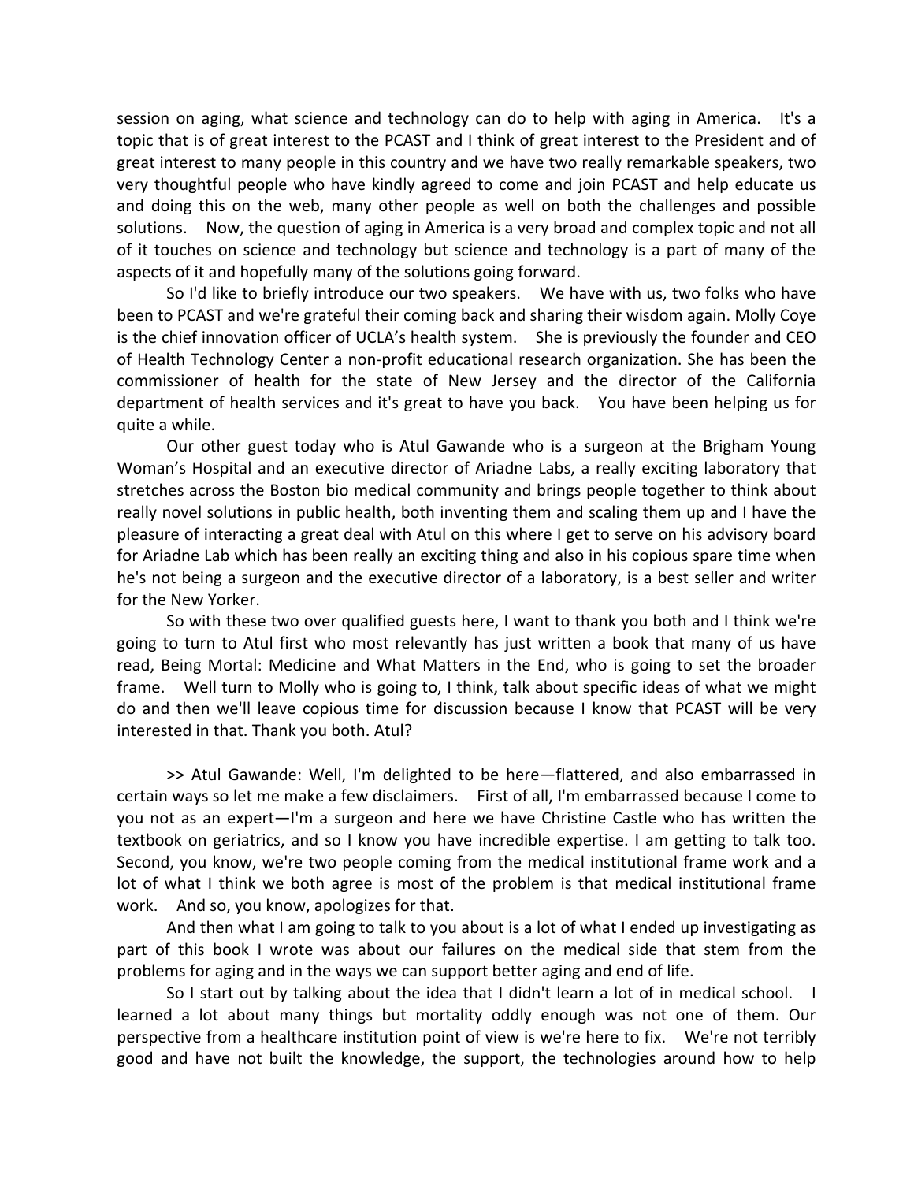session on aging, what science and technology can do to help with aging in America. It's a topic that is of great interest to the PCAST and I think of great interest to the President and of great interest to many people in this country and we have two really remarkable speakers, two very thoughtful people who have kindly agreed to come and join PCAST and help educate us and doing this on the web, many other people as well on both the challenges and possible solutions. Now, the question of aging in America is a very broad and complex topic and not all of it touches on science and technology but science and technology is a part of many of the aspects of it and hopefully many of the solutions going forward.

So I'd like to briefly introduce our two speakers. We have with us, two folks who have been to PCAST and we're grateful their coming back and sharing their wisdom again. Molly Coye is the chief innovation officer of UCLA's health system. She is previously the founder and CEO of Health Technology Center a non-profit educational research organization. She has been the commissioner of health for the state of New Jersey and the director of the California department of health services and it's great to have you back. You have been helping us for quite a while.

Our other guest today who is Atul Gawande who is a surgeon at the Brigham Young Woman's Hospital and an executive director of Ariadne Labs, a really exciting laboratory that stretches across the Boston bio medical community and brings people together to think about really novel solutions in public health, both inventing them and scaling them up and I have the pleasure of interacting a great deal with Atul on this where I get to serve on his advisory board for Ariadne Lab which has been really an exciting thing and also in his copious spare time when he's not being a surgeon and the executive director of a laboratory, is a best seller and writer for the New Yorker.

So with these two over qualified guests here, I want to thank you both and I think we're going to turn to Atul first who most relevantly has just written a book that many of us have read, Being Mortal: Medicine and What Matters in the End, who is going to set the broader frame. Well turn to Molly who is going to, I think, talk about specific ideas of what we might do and then we'll leave copious time for discussion because I know that PCAST will be very interested in that. Thank you both. Atul?

>> Atul Gawande: Well, I'm delighted to be here—flattered, and also embarrassed in certain ways so let me make a few disclaimers. First of all, I'm embarrassed because I come to you not as an expert—I'm a surgeon and here we have Christine Castle who has written the textbook on geriatrics, and so I know you have incredible expertise. I am getting to talk too. Second, you know, we're two people coming from the medical institutional frame work and a lot of what I think we both agree is most of the problem is that medical institutional frame work. And so, you know, apologizes for that.

And then what I am going to talk to you about is a lot of what I ended up investigating as part of this book I wrote was about our failures on the medical side that stem from the problems for aging and in the ways we can support better aging and end of life.

So I start out by talking about the idea that I didn't learn a lot of in medical school. I learned a lot about many things but mortality oddly enough was not one of them. Our perspective from a healthcare institution point of view is we're here to fix. We're not terribly good and have not built the knowledge, the support, the technologies around how to help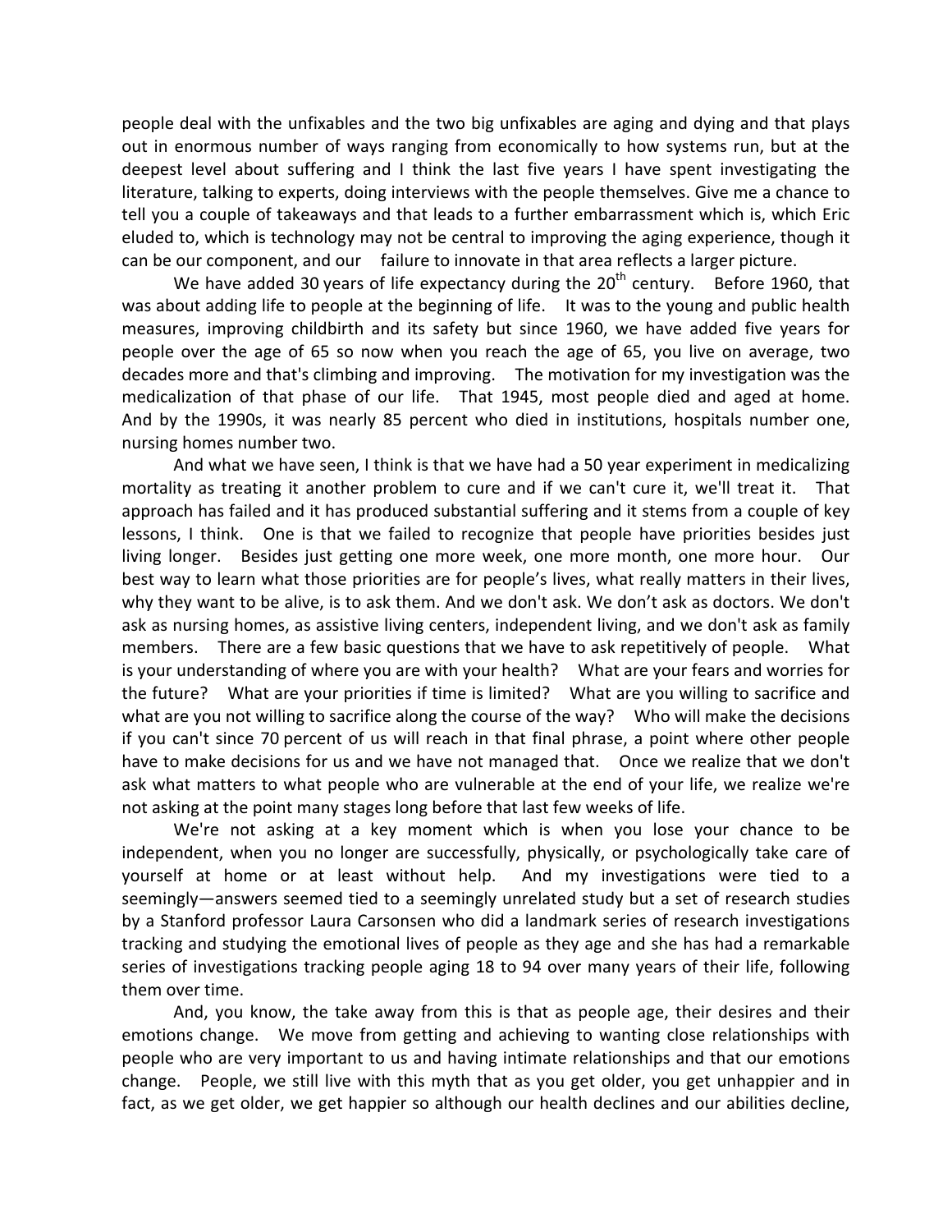people deal with the unfixables and the two big unfixables are aging and dying and that plays out in enormous number of ways ranging from economically to how systems run, but at the deepest level about suffering and I think the last five years I have spent investigating the literature, talking to experts, doing interviews with the people themselves. Give me a chance to tell you a couple of takeaways and that leads to a further embarrassment which is, which Eric eluded to, which is technology may not be central to improving the aging experience, though it can be our component, and our failure to innovate in that area reflects a larger picture.

We have added 30 years of life expectancy during the 20th century. Before 1960, that was about adding life to people at the beginning of life. It was to the young and public health measures, improving childbirth and its safety but since 1960, we have added five years for people over the age of 65 so now when you reach the age of 65, you live on average, two decades more and that's climbing and improving. The motivation for my investigation was the medicalization of that phase of our life. That 1945, most people died and aged at home. And by the 1990s, it was nearly 85 percent who died in institutions, hospitals number one, nursing homes number two.

And what we have seen, I think is that we have had a 50 year experiment in medicalizing mortality as treating it another problem to cure and if we can't cure it, we'll treat it. That approach has failed and it has produced substantial suffering and it stems from a couple of key lessons, I think. One is that we failed to recognize that people have priorities besides just living longer. Besides just getting one more week, one more month, one more hour. Our best way to learn what those priorities are for people's lives, what really matters in their lives, why they want to be alive, is to ask them. And we don't ask. We don't ask as doctors. We don't ask as nursing homes, as assistive living centers, independent living, and we don't ask as family members. There are a few basic questions that we have to ask repetitively of people. What is your understanding of where you are with your health? What are your fears and worries for the future? What are your priorities if time is limited? What are you willing to sacrifice and what are you not willing to sacrifice along the course of the way? Who will make the decisions if you can't since 70 percent of us will reach in that final phrase, a point where other people have to make decisions for us and we have not managed that. Once we realize that we don't ask what matters to what people who are vulnerable at the end of your life, we realize we're not asking at the point many stages long before that last few weeks of life.

We're not asking at a key moment which is when you lose your chance to be independent, when you no longer are successfully, physically, or psychologically take care of yourself at home or at least without help. And my investigations were tied to a seemingly—answers seemed tied to a seemingly unrelated study but a set of research studies by a Stanford professor Laura Carsonsen who did a landmark series of research investigations tracking and studying the emotional lives of people as they age and she has had a remarkable series of investigations tracking people aging 18 to 94 over many years of their life, following them over time.

And, you know, the take away from this is that as people age, their desires and their emotions change. We move from getting and achieving to wanting close relationships with people who are very important to us and having intimate relationships and that our emotions change. People, we still live with this myth that as you get older, you get unhappier and in fact, as we get older, we get happier so although our health declines and our abilities decline,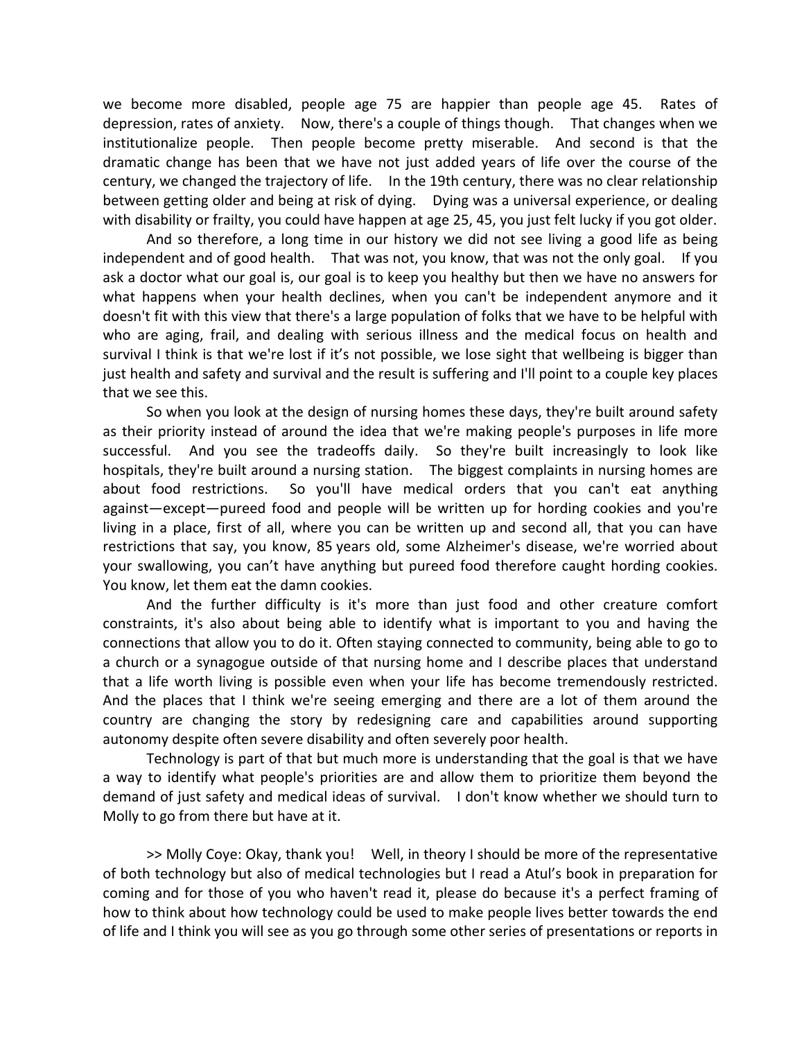we become more disabled, people age 75 are happier than people age 45. Rates of depression, rates of anxiety. Now, there's a couple of things though. That changes when we institutionalize people. Then people become pretty miserable. And second is that the dramatic change has been that we have not just added years of life over the course of the century, we changed the trajectory of life. In the 19th century, there was no clear relationship between getting older and being at risk of dying. Dying was a universal experience, or dealing with disability or frailty, you could have happen at age 25, 45, you just felt lucky if you got older.

And so therefore, a long time in our history we did not see living a good life as being independent and of good health. That was not, you know, that was not the only goal. If you ask a doctor what our goal is, our goal is to keep you healthy but then we have no answers for what happens when your health declines, when you can't be independent anymore and it doesn't fit with this view that there's a large population of folks that we have to be helpful with who are aging, frail, and dealing with serious illness and the medical focus on health and survival I think is that we're lost if it's not possible, we lose sight that wellbeing is bigger than just health and safety and survival and the result is suffering and I'll point to a couple key places that we see this.

So when you look at the design of nursing homes these days, they're built around safety as their priority instead of around the idea that we're making people's purposes in life more successful. And you see the tradeoffs daily. So they're built increasingly to look like hospitals, they're built around a nursing station. The biggest complaints in nursing homes are about food restrictions. So you'll have medical orders that you can't eat anything against—except—pureed food and people will be written up for hording cookies and you're living in a place, first of all, where you can be written up and second all, that you can have restrictions that say, you know, 85 years old, some Alzheimer's disease, we're worried about your swallowing, you can't have anything but pureed food therefore caught hording cookies. You know, let them eat the damn cookies.

And the further difficulty is it's more than just food and other creature comfort constraints, it's also about being able to identify what is important to you and having the connections that allow you to do it. Often staying connected to community, being able to go to a church or a synagogue outside of that nursing home and I describe places that understand that a life worth living is possible even when your life has become tremendously restricted. And the places that I think we're seeing emerging and there are a lot of them around the country are changing the story by redesigning care and capabilities around supporting autonomy despite often severe disability and often severely poor health.

Technology is part of that but much more is understanding that the goal is that we have a way to identify what people's priorities are and allow them to prioritize them beyond the demand of just safety and medical ideas of survival. I don't know whether we should turn to Molly to go from there but have at it.

>> Molly Coye: Okay, thank you! Well, in theory I should be more of the representative of both technology but also of medical technologies but I read a Atul's book in preparation for coming and for those of you who haven't read it, please do because it's a perfect framing of how to think about how technology could be used to make people lives better towards the end of life and I think you will see as you go through some other series of presentations or reports in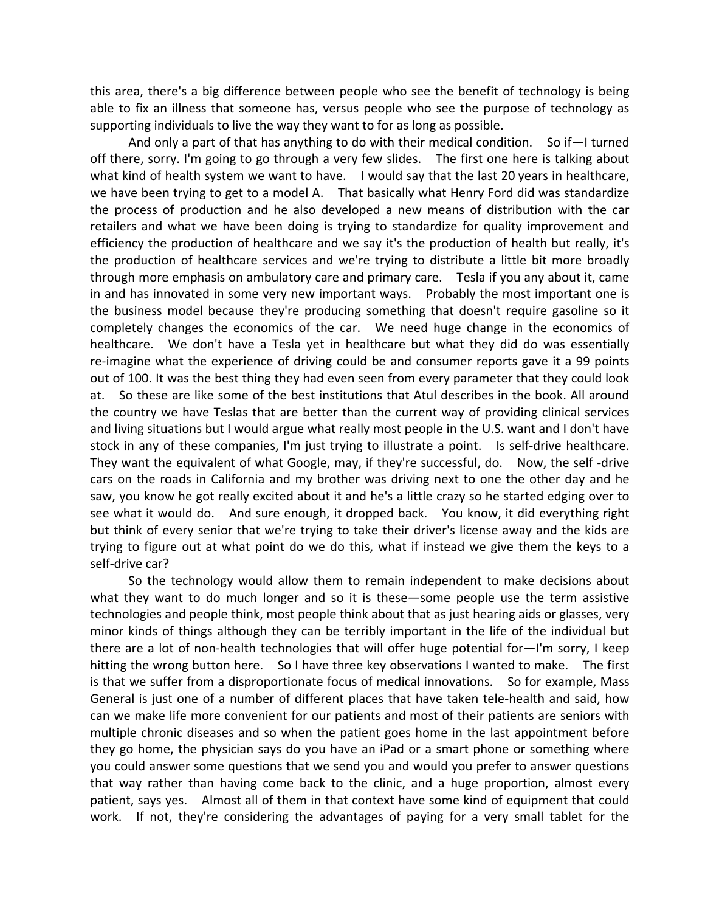this area, there's a big difference between people who see the benefit of technology is being able to fix an illness that someone has, versus people who see the purpose of technology as supporting individuals to live the way they want to for as long as possible.

And only a part of that has anything to do with their medical condition. So if—I turned off there, sorry. I'm going to go through a very few slides. The first one here is talking about what kind of health system we want to have. I would say that the last 20 years in healthcare, we have been trying to get to a model A. That basically what Henry Ford did was standardize the process of production and he also developed a new means of distribution with the car retailers and what we have been doing is trying to standardize for quality improvement and efficiency the production of healthcare and we say it's the production of health but really, it's the production of healthcare services and we're trying to distribute a little bit more broadly through more emphasis on ambulatory care and primary care. Tesla if you any about it, came in and has innovated in some very new important ways. Probably the most important one is the business model because they're producing something that doesn't require gasoline so it completely changes the economics of the car. We need huge change in the economics of healthcare. We don't have a Tesla yet in healthcare but what they did do was essentially re-imagine what the experience of driving could be and consumer reports gave it a 99 points out of 100. It was the best thing they had even seen from every parameter that they could look at. So these are like some of the best institutions that Atul describes in the book. All around the country we have Teslas that are better than the current way of providing clinical services and living situations but I would argue what really most people in the U.S. want and I don't have stock in any of these companies, I'm just trying to illustrate a point. Is self-drive healthcare. They want the equivalent of what Google, may, if they're successful, do. Now, the self -drive cars on the roads in California and my brother was driving next to one the other day and he saw, you know he got really excited about it and he's a little crazy so he started edging over to see what it would do. And sure enough, it dropped back. You know, it did everything right but think of every senior that we're trying to take their driver's license away and the kids are trying to figure out at what point do we do this, what if instead we give them the keys to a self-drive car?

So the technology would allow them to remain independent to make decisions about what they want to do much longer and so it is these—some people use the term assistive technologies and people think, most people think about that as just hearing aids or glasses, very minor kinds of things although they can be terribly important in the life of the individual but there are a lot of non-health technologies that will offer huge potential for—I'm sorry, I keep hitting the wrong button here. So I have three key observations I wanted to make. The first is that we suffer from a disproportionate focus of medical innovations. So for example, Mass General is just one of a number of different places that have taken tele-health and said, how can we make life more convenient for our patients and most of their patients are seniors with multiple chronic diseases and so when the patient goes home in the last appointment before they go home, the physician says do you have an iPad or a smart phone or something where you could answer some questions that we send you and would you prefer to answer questions that way rather than having come back to the clinic, and a huge proportion, almost every patient, says yes. Almost all of them in that context have some kind of equipment that could work. If not, they're considering the advantages of paying for a very small tablet for the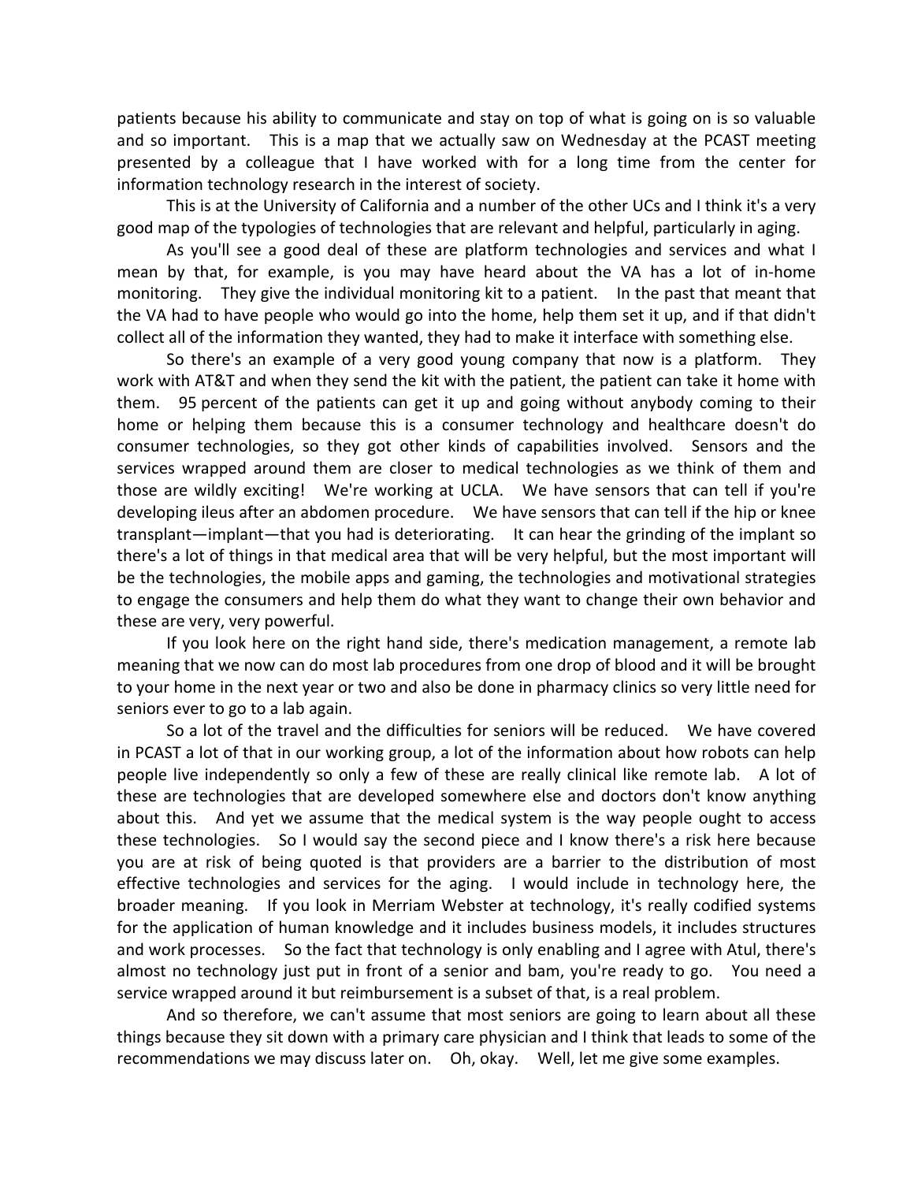patients because his ability to communicate and stay on top of what is going on is so valuable and so important. This is a map that we actually saw on Wednesday at the PCAST meeting presented by a colleague that I have worked with for a long time from the center for information technology research in the interest of society.

This is at the University of California and a number of the other UCs and I think it's a very good map of the typologies of technologies that are relevant and helpful, particularly in aging.

As you'll see a good deal of these are platform technologies and services and what I mean by that, for example, is you may have heard about the VA has a lot of in-home monitoring. They give the individual monitoring kit to a patient. In the past that meant that the VA had to have people who would go into the home, help them set it up, and if that didn't collect all of the information they wanted, they had to make it interface with something else.

So there's an example of a very good young company that now is a platform. They work with AT&T and when they send the kit with the patient, the patient can take it home with them. 95 percent of the patients can get it up and going without anybody coming to their home or helping them because this is a consumer technology and healthcare doesn't do consumer technologies, so they got other kinds of capabilities involved. Sensors and the services wrapped around them are closer to medical technologies as we think of them and those are wildly exciting! We're working at UCLA. We have sensors that can tell if you're developing ileus after an abdomen procedure. We have sensors that can tell if the hip or knee transplant—implant—that you had is deteriorating. It can hear the grinding of the implant so there's a lot of things in that medical area that will be very helpful, but the most important will be the technologies, the mobile apps and gaming, the technologies and motivational strategies to engage the consumers and help them do what they want to change their own behavior and these are very, very powerful.

If you look here on the right hand side, there's medication management, a remote lab meaning that we now can do most lab procedures from one drop of blood and it will be brought to your home in the next year or two and also be done in pharmacy clinics so very little need for seniors ever to go to a lab again.

So a lot of the travel and the difficulties for seniors will be reduced. We have covered in PCAST a lot of that in our working group, a lot of the information about how robots can help people live independently so only a few of these are really clinical like remote lab. A lot of these are technologies that are developed somewhere else and doctors don't know anything about this. And yet we assume that the medical system is the way people ought to access these technologies. So I would say the second piece and I know there's a risk here because you are at risk of being quoted is that providers are a barrier to the distribution of most effective technologies and services for the aging. I would include in technology here, the broader meaning. If you look in Merriam Webster at technology, it's really codified systems for the application of human knowledge and it includes business models, it includes structures and work processes. So the fact that technology is only enabling and I agree with Atul, there's almost no technology just put in front of a senior and bam, you're ready to go. You need a service wrapped around it but reimbursement is a subset of that, is a real problem.

And so therefore, we can't assume that most seniors are going to learn about all these things because they sit down with a primary care physician and I think that leads to some of the recommendations we may discuss later on. Oh, okay. Well, let me give some examples.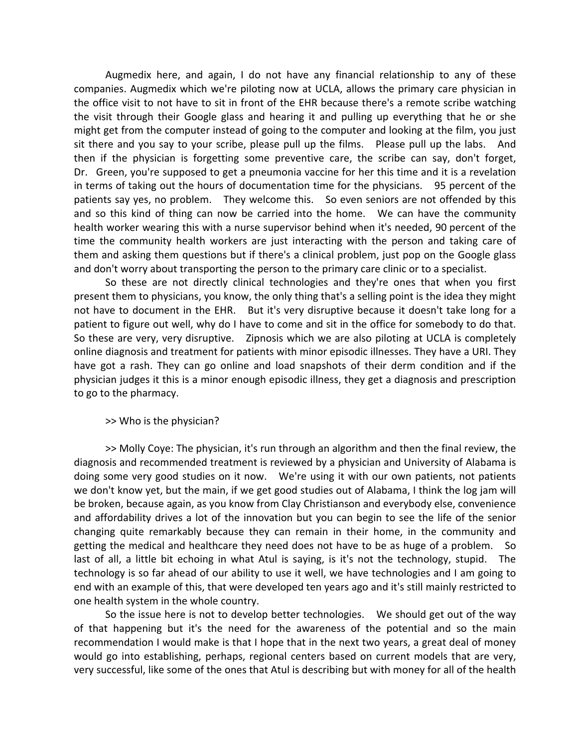Augmedix here, and again, I do not have any financial relationship to any of these companies. Augmedix which we're piloting now at UCLA, allows the primary care physician in the office visit to not have to sit in front of the EHR because there's a remote scribe watching the visit through their Google glass and hearing it and pulling up everything that he or she might get from the computer instead of going to the computer and looking at the film, you just sit there and you say to your scribe, please pull up the films. Please pull up the labs. And then if the physician is forgetting some preventive care, the scribe can say, don't forget, Dr. Green, you're supposed to get a pneumonia vaccine for her this time and it is a revelation in terms of taking out the hours of documentation time for the physicians. 95 percent of the patients say yes, no problem. They welcome this. So even seniors are not offended by this and so this kind of thing can now be carried into the home. We can have the community health worker wearing this with a nurse supervisor behind when it's needed, 90 percent of the time the community health workers are just interacting with the person and taking care of them and asking them questions but if there's a clinical problem, just pop on the Google glass and don't worry about transporting the person to the primary care clinic or to a specialist.

So these are not directly clinical technologies and they're ones that when you first present them to physicians, you know, the only thing that's a selling point is the idea they might not have to document in the EHR. But it's very disruptive because it doesn't take long for a patient to figure out well, why do I have to come and sit in the office for somebody to do that. So these are very, very disruptive. Zipnosis which we are also piloting at UCLA is completely online diagnosis and treatment for patients with minor episodic illnesses. They have a URI. They have got a rash. They can go online and load snapshots of their derm condition and if the physician judges it this is a minor enough episodic illness, they get a diagnosis and prescription to go to the pharmacy.

>> Who is the physician?

>> Molly Coye: The physician, it's run through an algorithm and then the final review, the diagnosis and recommended treatment is reviewed by a physician and University of Alabama is doing some very good studies on it now. We're using it with our own patients, not patients we don't know yet, but the main, if we get good studies out of Alabama, I think the log jam will be broken, because again, as you know from Clay Christianson and everybody else, convenience and affordability drives a lot of the innovation but you can begin to see the life of the senior changing quite remarkably because they can remain in their home, in the community and getting the medical and healthcare they need does not have to be as huge of a problem. So last of all, a little bit echoing in what Atul is saying, is it's not the technology, stupid. The technology is so far ahead of our ability to use it well, we have technologies and I am going to end with an example of this, that were developed ten years ago and it's still mainly restricted to one health system in the whole country.

So the issue here is not to develop better technologies. We should get out of the way of that happening but it's the need for the awareness of the potential and so the main recommendation I would make is that I hope that in the next two years, a great deal of money would go into establishing, perhaps, regional centers based on current models that are very, very successful, like some of the ones that Atul is describing but with money for all of the health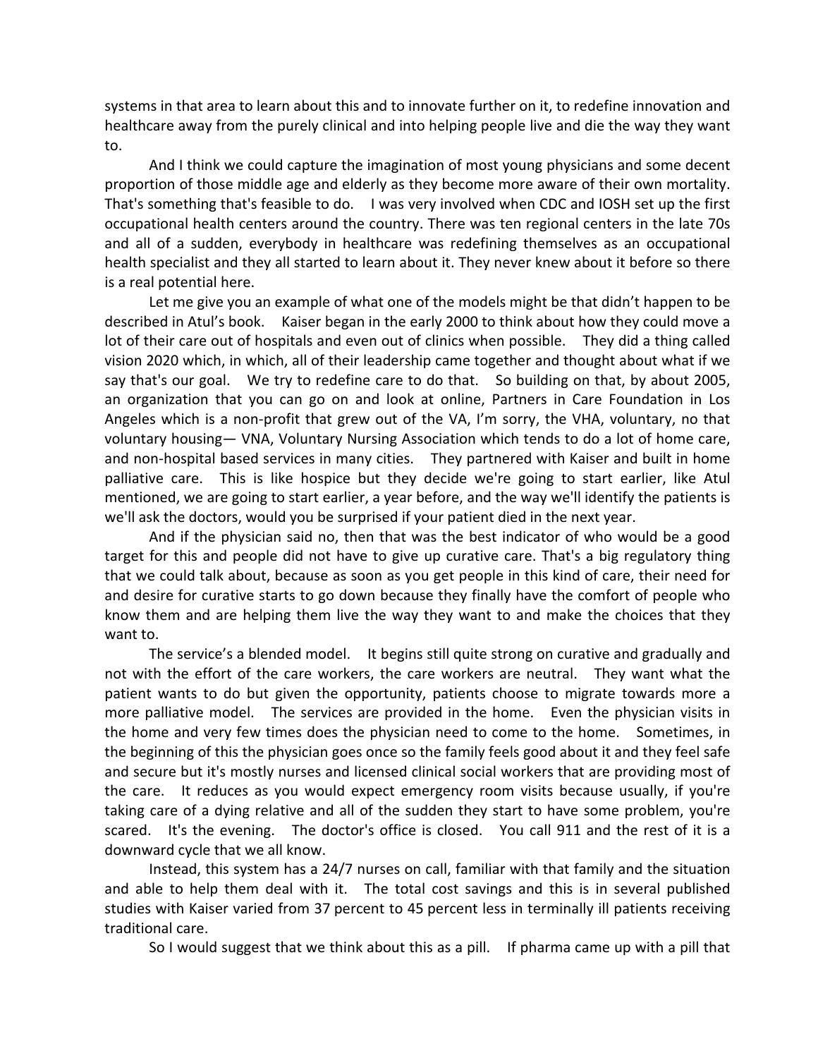systems in that area to learn about this and to innovate further on it, to redefine innovation and healthcare away from the purely clinical and into helping people live and die the way they want to.

And I think we could capture the imagination of most young physicians and some decent proportion of those middle age and elderly as they become more aware of their own mortality. That's something that's feasible to do. I was very involved when CDC and IOSH set up the first occupational health centers around the country. There was ten regional centers in the late 70s and all of a sudden, everybody in healthcare was redefining themselves as an occupational health specialist and they all started to learn about it. They never knew about it before so there is a real potential here.

Let me give you an example of what one of the models might be that didn't happen to be described in Atul's book. Kaiser began in the early 2000 to think about how they could move a lot of their care out of hospitals and even out of clinics when possible. They did a thing called vision 2020 which, in which, all of their leadership came together and thought about what if we say that's our goal. We try to redefine care to do that. So building on that, by about 2005, an organization that you can go on and look at online, Partners in Care Foundation in Los Angeles which is a non-profit that grew out of the VA, I'm sorry, the VHA, voluntary, no that voluntary housing— VNA, Voluntary Nursing Association which tends to do a lot of home care, and non-hospital based services in many cities. They partnered with Kaiser and built in home palliative care. This is like hospice but they decide we're going to start earlier, like Atul mentioned, we are going to start earlier, a year before, and the way we'll identify the patients is we'll ask the doctors, would you be surprised if your patient died in the next year.

And if the physician said no, then that was the best indicator of who would be a good target for this and people did not have to give up curative care. That's a big regulatory thing that we could talk about, because as soon as you get people in this kind of care, their need for and desire for curative starts to go down because they finally have the comfort of people who know them and are helping them live the way they want to and make the choices that they want to.

The service's a blended model. It begins still quite strong on curative and gradually and not with the effort of the care workers, the care workers are neutral. They want what the patient wants to do but given the opportunity, patients choose to migrate towards more a more palliative model. The services are provided in the home. Even the physician visits in the home and very few times does the physician need to come to the home. Sometimes, in the beginning of this the physician goes once so the family feels good about it and they feel safe and secure but it's mostly nurses and licensed clinical social workers that are providing most of the care. It reduces as you would expect emergency room visits because usually, if you're taking care of a dying relative and all of the sudden they start to have some problem, you're scared. It's the evening. The doctor's office is closed. You call 911 and the rest of it is a downward cycle that we all know.

Instead, this system has a 24/7 nurses on call, familiar with that family and the situation and able to help them deal with it. The total cost savings and this is in several published studies with Kaiser varied from 37 percent to 45 percent less in terminally ill patients receiving traditional care.

So I would suggest that we think about this as a pill. If pharma came up with a pill that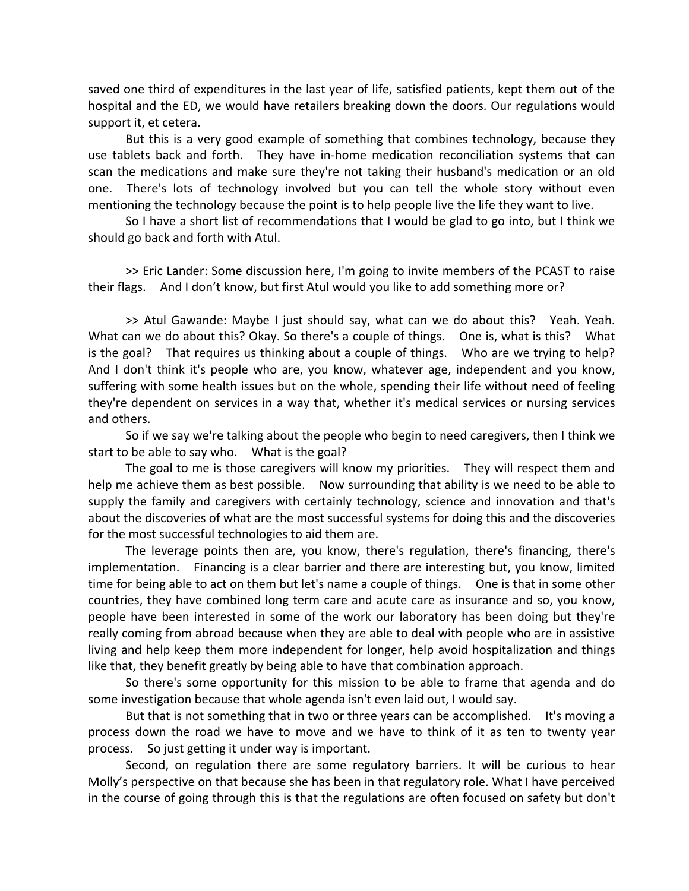saved one third of expenditures in the last year of life, satisfied patients, kept them out of the hospital and the ED, we would have retailers breaking down the doors. Our regulations would support it, et cetera.

But this is a very good example of something that combines technology, because they use tablets back and forth. They have in-home medication reconciliation systems that can scan the medications and make sure they're not taking their husband's medication or an old one. There's lots of technology involved but you can tell the whole story without even mentioning the technology because the point is to help people live the life they want to live.

So I have a short list of recommendations that I would be glad to go into, but I think we should go back and forth with Atul.

>> Eric Lander: Some discussion here, I'm going to invite members of the PCAST to raise their flags. And I don't know, but first Atul would you like to add something more or?

>> Atul Gawande: Maybe I just should say, what can we do about this? Yeah. Yeah. What can we do about this? Okay. So there's a couple of things. One is, what is this? What is the goal? That requires us thinking about a couple of things. Who are we trying to help? And I don't think it's people who are, you know, whatever age, independent and you know, suffering with some health issues but on the whole, spending their life without need of feeling they're dependent on services in a way that, whether it's medical services or nursing services and others.

So if we say we're talking about the people who begin to need caregivers, then I think we start to be able to say who. What is the goal?

The goal to me is those caregivers will know my priorities. They will respect them and help me achieve them as best possible. Now surrounding that ability is we need to be able to supply the family and caregivers with certainly technology, science and innovation and that's about the discoveries of what are the most successful systems for doing this and the discoveries for the most successful technologies to aid them are.

The leverage points then are, you know, there's regulation, there's financing, there's implementation. Financing is a clear barrier and there are interesting but, you know, limited time for being able to act on them but let's name a couple of things. One is that in some other countries, they have combined long term care and acute care as insurance and so, you know, people have been interested in some of the work our laboratory has been doing but they're really coming from abroad because when they are able to deal with people who are in assistive living and help keep them more independent for longer, help avoid hospitalization and things like that, they benefit greatly by being able to have that combination approach.

So there's some opportunity for this mission to be able to frame that agenda and do some investigation because that whole agenda isn't even laid out, I would say.

But that is not something that in two or three years can be accomplished. It's moving a process down the road we have to move and we have to think of it as ten to twenty year process. So just getting it under way is important.

Second, on regulation there are some regulatory barriers. It will be curious to hear Molly's perspective on that because she has been in that regulatory role. What I have perceived in the course of going through this is that the regulations are often focused on safety but don't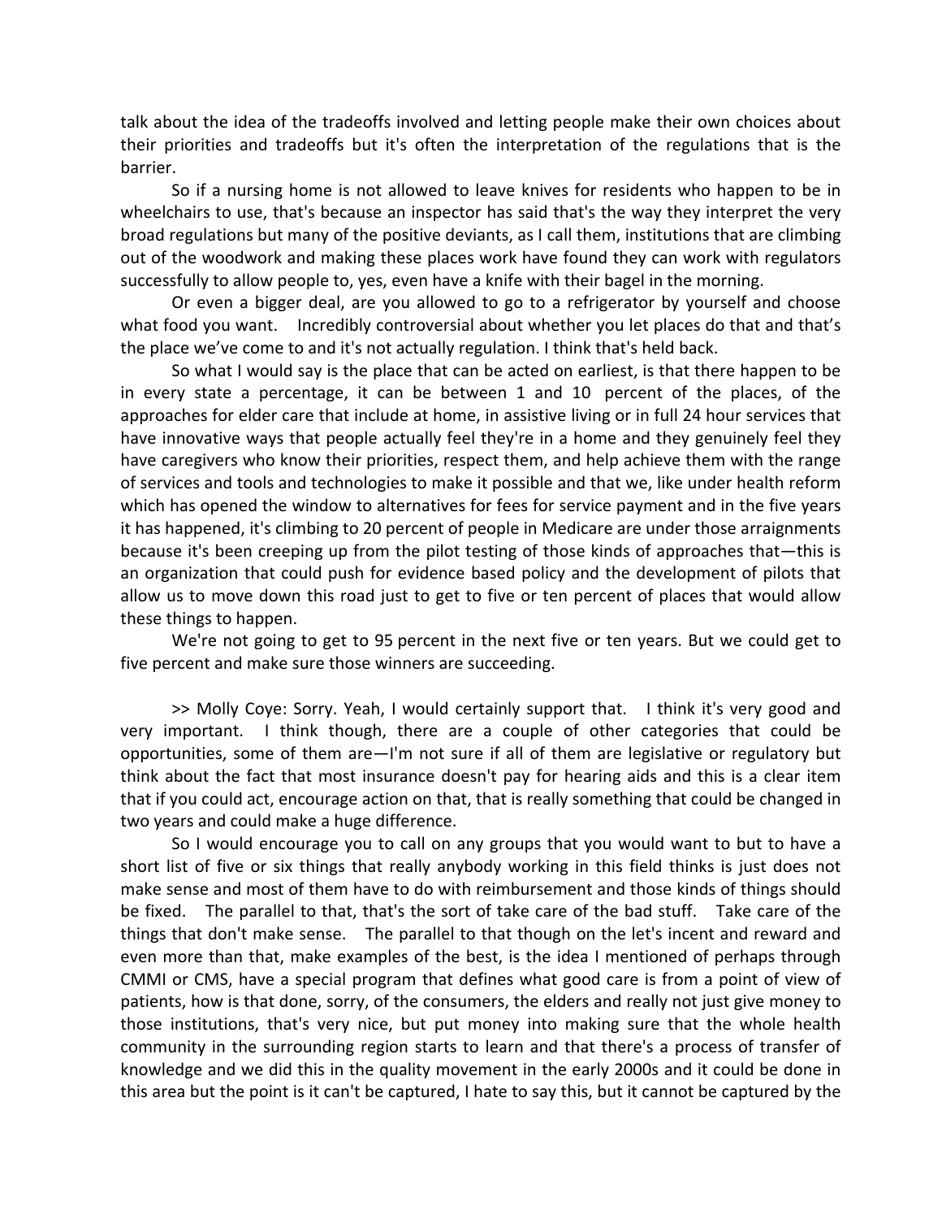talk about the idea of the tradeoffs involved and letting people make their own choices about their priorities and tradeoffs but it's often the interpretation of the regulations that is the barrier.

So if a nursing home is not allowed to leave knives for residents who happen to be in wheelchairs to use, that's because an inspector has said that's the way they interpret the very broad regulations but many of the positive deviants, as I call them, institutions that are climbing out of the woodwork and making these places work have found they can work with regulators successfully to allow people to, yes, even have a knife with their bagel in the morning.

Or even a bigger deal, are you allowed to go to a refrigerator by yourself and choose what food you want. Incredibly controversial about whether you let places do that and that's the place we've come to and it's not actually regulation. I think that's held back.

So what I would say is the place that can be acted on earliest, is that there happen to be in every state a percentage, it can be between 1 and 10 percent of the places, of the approaches for elder care that include at home, in assistive living or in full 24 hour services that have innovative ways that people actually feel they're in a home and they genuinely feel they have caregivers who know their priorities, respect them, and help achieve them with the range of services and tools and technologies to make it possible and that we, like under health reform which has opened the window to alternatives for fees for service payment and in the five years it has happened, it's climbing to 20 percent of people in Medicare are under those arraignments because it's been creeping up from the pilot testing of those kinds of approaches that—this is an organization that could push for evidence based policy and the development of pilots that allow us to move down this road just to get to five or ten percent of places that would allow these things to happen.

We're not going to get to 95 percent in the next five or ten years. But we could get to five percent and make sure those winners are succeeding.

>> Molly Coye: Sorry. Yeah, I would certainly support that. I think it's very good and very important. I think though, there are a couple of other categories that could be opportunities, some of them are—I'm not sure if all of them are legislative or regulatory but think about the fact that most insurance doesn't pay for hearing aids and this is a clear item that if you could act, encourage action on that, that is really something that could be changed in two years and could make a huge difference.

So I would encourage you to call on any groups that you would want to but to have a short list of five or six things that really anybody working in this field thinks is just does not make sense and most of them have to do with reimbursement and those kinds of things should be fixed. The parallel to that, that's the sort of take care of the bad stuff. Take care of the things that don't make sense. The parallel to that though on the let's incent and reward and even more than that, make examples of the best, is the idea I mentioned of perhaps through CMMI or CMS, have a special program that defines what good care is from a point of view of patients, how is that done, sorry, of the consumers, the elders and really not just give money to those institutions, that's very nice, but put money into making sure that the whole health community in the surrounding region starts to learn and that there's a process of transfer of knowledge and we did this in the quality movement in the early 2000s and it could be done in this area but the point is it can't be captured, I hate to say this, but it cannot be captured by the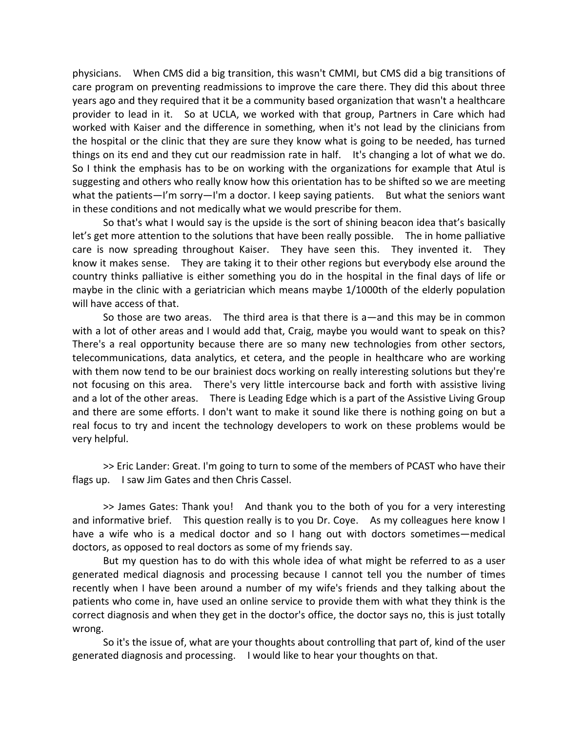physicians. When CMS did a big transition, this wasn't CMMI, but CMS did a big transitions of care program on preventing readmissions to improve the care there. They did this about three years ago and they required that it be a community based organization that wasn't a healthcare provider to lead in it. So at UCLA, we worked with that group, Partners in Care which had worked with Kaiser and the difference in something, when it's not lead by the clinicians from the hospital or the clinic that they are sure they know what is going to be needed, has turned things on its end and they cut our readmission rate in half. It's changing a lot of what we do. So I think the emphasis has to be on working with the organizations for example that Atul is suggesting and others who really know how this orientation has to be shifted so we are meeting what the patients—I'm sorry—I'm a doctor. I keep saying patients. But what the seniors want in these conditions and not medically what we would prescribe for them.

So that's what I would say is the upside is the sort of shining beacon idea that's basically let's get more attention to the solutions that have been really possible. The in home palliative care is now spreading throughout Kaiser. They have seen this. They invented it. They know it makes sense. They are taking it to their other regions but everybody else around the country thinks palliative is either something you do in the hospital in the final days of life or maybe in the clinic with a geriatrician which means maybe 1/1000th of the elderly population will have access of that.

So those are two areas. The third area is that there is a—and this may be in common with a lot of other areas and I would add that, Craig, maybe you would want to speak on this? There's a real opportunity because there are so many new technologies from other sectors, telecommunications, data analytics, et cetera, and the people in healthcare who are working with them now tend to be our brainiest docs working on really interesting solutions but they're not focusing on this area. There's very little intercourse back and forth with assistive living and a lot of the other areas. There is Leading Edge which is a part of the Assistive Living Group and there are some efforts. I don't want to make it sound like there is nothing going on but a real focus to try and incent the technology developers to work on these problems would be very helpful.

>> Eric Lander: Great. I'm going to turn to some of the members of PCAST who have their flags up. I saw Jim Gates and then Chris Cassel.

>> James Gates: Thank you! And thank you to the both of you for a very interesting and informative brief. This question really is to you Dr. Coye. As my colleagues here know I have a wife who is a medical doctor and so I hang out with doctors sometimes—medical doctors, as opposed to real doctors as some of my friends say.

But my question has to do with this whole idea of what might be referred to as a user generated medical diagnosis and processing because I cannot tell you the number of times recently when I have been around a number of my wife's friends and they talking about the patients who come in, have used an online service to provide them with what they think is the correct diagnosis and when they get in the doctor's office, the doctor says no, this is just totally wrong.

So it's the issue of, what are your thoughts about controlling that part of, kind of the user generated diagnosis and processing. I would like to hear your thoughts on that.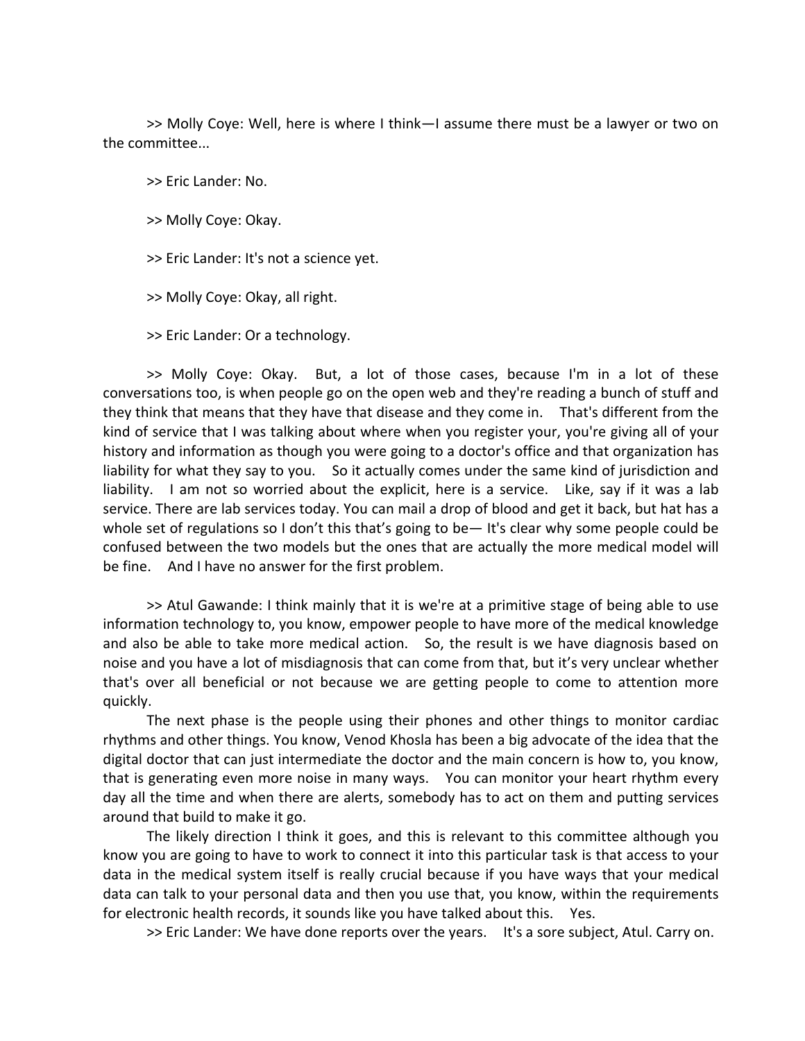>> Molly Coye: Well, here is where I think—I assume there must be a lawyer or two on the committee...

>> Eric Lander: No.

>> Molly Coye: Okay.

>> Eric Lander: It's not a science yet.

>> Molly Coye: Okay, all right.

>> Eric Lander: Or a technology.

>> Molly Coye: Okay. But, a lot of those cases, because I'm in a lot of these conversations too, is when people go on the open web and they're reading a bunch of stuff and they think that means that they have that disease and they come in. That's different from the kind of service that I was talking about where when you register your, you're giving all of your history and information as though you were going to a doctor's office and that organization has liability for what they say to you. So it actually comes under the same kind of jurisdiction and liability. I am not so worried about the explicit, here is a service. Like, say if it was a lab service. There are lab services today. You can mail a drop of blood and get it back, but hat has a whole set of regulations so I don't this that's going to be— It's clear why some people could be confused between the two models but the ones that are actually the more medical model will be fine. And I have no answer for the first problem.

>> Atul Gawande: I think mainly that it is we're at a primitive stage of being able to use information technology to, you know, empower people to have more of the medical knowledge and also be able to take more medical action. So, the result is we have diagnosis based on noise and you have a lot of misdiagnosis that can come from that, but it's very unclear whether that's over all beneficial or not because we are getting people to come to attention more quickly.

The next phase is the people using their phones and other things to monitor cardiac rhythms and other things. You know, Venod Khosla has been a big advocate of the idea that the digital doctor that can just intermediate the doctor and the main concern is how to, you know, that is generating even more noise in many ways. You can monitor your heart rhythm every day all the time and when there are alerts, somebody has to act on them and putting services around that build to make it go.

The likely direction I think it goes, and this is relevant to this committee although you know you are going to have to work to connect it into this particular task is that access to your data in the medical system itself is really crucial because if you have ways that your medical data can talk to your personal data and then you use that, you know, within the requirements for electronic health records, it sounds like you have talked about this. Yes.

>> Eric Lander: We have done reports over the years. It's a sore subject, Atul. Carry on.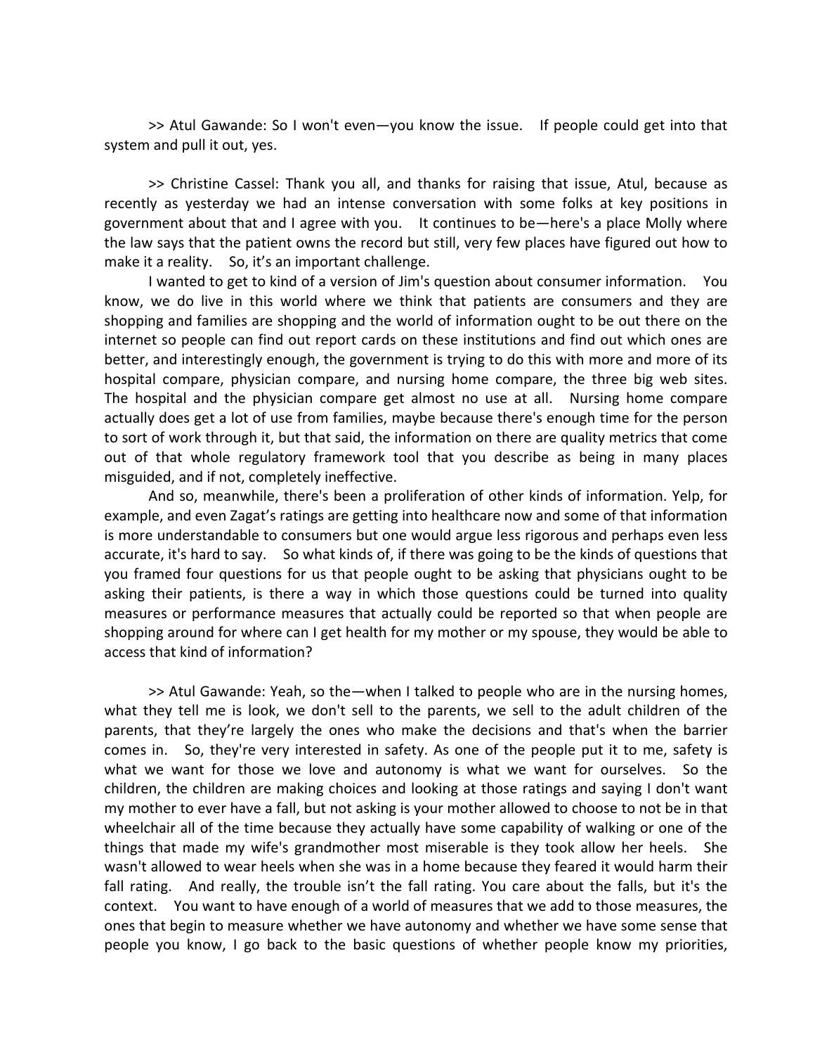>> Atul Gawande: So I won't even—you know the issue. If people could get into that system and pull it out, yes.

>> Christine Cassel: Thank you all, and thanks for raising that issue, Atul, because as recently as yesterday we had an intense conversation with some folks at key positions in government about that and I agree with you. It continues to be—here's a place Molly where the law says that the patient owns the record but still, very few places have figured out how to make it a reality. So, it's an important challenge.

I wanted to get to kind of a version of Jim's question about consumer information. You know, we do live in this world where we think that patients are consumers and they are shopping and families are shopping and the world of information ought to be out there on the internet so people can find out report cards on these institutions and find out which ones are better, and interestingly enough, the government is trying to do this with more and more of its hospital compare, physician compare, and nursing home compare, the three big web sites. The hospital and the physician compare get almost no use at all. Nursing home compare actually does get a lot of use from families, maybe because there's enough time for the person to sort of work through it, but that said, the information on there are quality metrics that come out of that whole regulatory framework tool that you describe as being in many places misguided, and if not, completely ineffective.

And so, meanwhile, there's been a proliferation of other kinds of information. Yelp, for example, and even Zagat's ratings are getting into healthcare now and some of that information is more understandable to consumers but one would argue less rigorous and perhaps even less accurate, it's hard to say. So what kinds of, if there was going to be the kinds of questions that you framed four questions for us that people ought to be asking that physicians ought to be asking their patients, is there a way in which those questions could be turned into quality measures or performance measures that actually could be reported so that when people are shopping around for where can I get health for my mother or my spouse, they would be able to access that kind of information?

>> Atul Gawande: Yeah, so the—when I talked to people who are in the nursing homes, what they tell me is look, we don't sell to the parents, we sell to the adult children of the parents, that they're largely the ones who make the decisions and that's when the barrier comes in. So, they're very interested in safety. As one of the people put it to me, safety is what we want for those we love and autonomy is what we want for ourselves. So the children, the children are making choices and looking at those ratings and saying I don't want my mother to ever have a fall, but not asking is your mother allowed to choose to not be in that wheelchair all of the time because they actually have some capability of walking or one of the things that made my wife's grandmother most miserable is they took allow her heels. She wasn't allowed to wear heels when she was in a home because they feared it would harm their fall rating. And really, the trouble isn't the fall rating. You care about the falls, but it's the context. You want to have enough of a world of measures that we add to those measures, the ones that begin to measure whether we have autonomy and whether we have some sense that people you know, I go back to the basic questions of whether people know my priorities,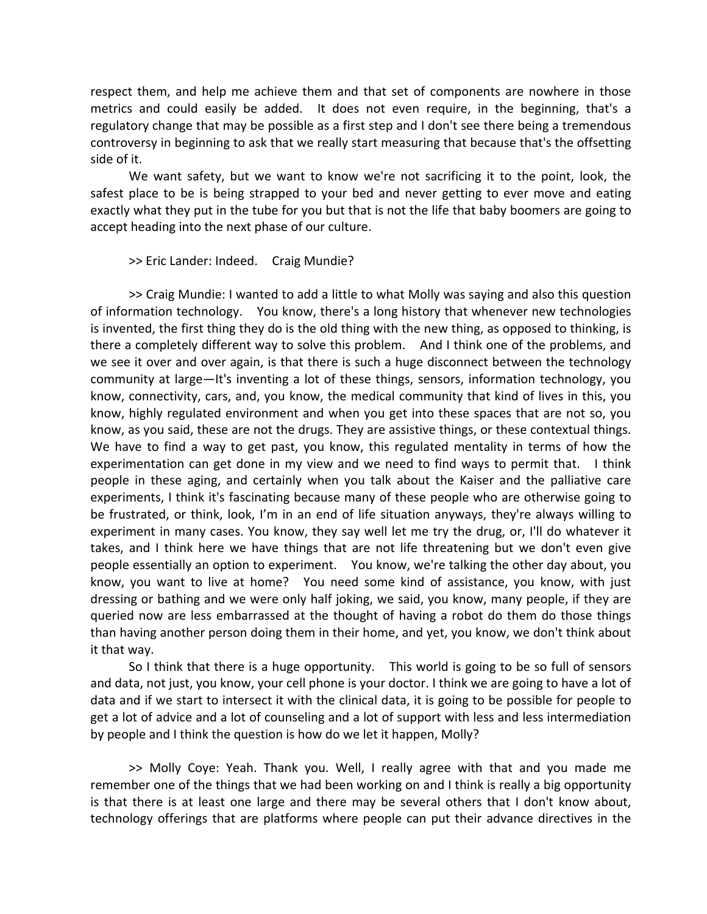respect them, and help me achieve them and that set of components are nowhere in those metrics and could easily be added. It does not even require, in the beginning, that's a regulatory change that may be possible as a first step and I don't see there being a tremendous controversy in beginning to ask that we really start measuring that because that's the offsetting side of it.

We want safety, but we want to know we're not sacrificing it to the point, look, the safest place to be is being strapped to your bed and never getting to ever move and eating exactly what they put in the tube for you but that is not the life that baby boomers are going to accept heading into the next phase of our culture.

>> Eric Lander: Indeed. Craig Mundie?

>> Craig Mundie: I wanted to add a little to what Molly was saying and also this question of information technology. You know, there's a long history that whenever new technologies is invented, the first thing they do is the old thing with the new thing, as opposed to thinking, is there a completely different way to solve this problem. And I think one of the problems, and we see it over and over again, is that there is such a huge disconnect between the technology community at large—It's inventing a lot of these things, sensors, information technology, you know, connectivity, cars, and, you know, the medical community that kind of lives in this, you know, highly regulated environment and when you get into these spaces that are not so, you know, as you said, these are not the drugs. They are assistive things, or these contextual things. We have to find a way to get past, you know, this regulated mentality in terms of how the experimentation can get done in my view and we need to find ways to permit that. I think people in these aging, and certainly when you talk about the Kaiser and the palliative care experiments, I think it's fascinating because many of these people who are otherwise going to be frustrated, or think, look, I'm in an end of life situation anyways, they're always willing to experiment in many cases. You know, they say well let me try the drug, or, I'll do whatever it takes, and I think here we have things that are not life threatening but we don't even give people essentially an option to experiment. You know, we're talking the other day about, you know, you want to live at home? You need some kind of assistance, you know, with just dressing or bathing and we were only half joking, we said, you know, many people, if they are queried now are less embarrassed at the thought of having a robot do them do those things than having another person doing them in their home, and yet, you know, we don't think about it that way.

So I think that there is a huge opportunity. This world is going to be so full of sensors and data, not just, you know, your cell phone is your doctor. I think we are going to have a lot of data and if we start to intersect it with the clinical data, it is going to be possible for people to get a lot of advice and a lot of counseling and a lot of support with less and less intermediation by people and I think the question is how do we let it happen, Molly?

>> Molly Coye: Yeah. Thank you. Well, I really agree with that and you made me remember one of the things that we had been working on and I think is really a big opportunity is that there is at least one large and there may be several others that I don't know about, technology offerings that are platforms where people can put their advance directives in the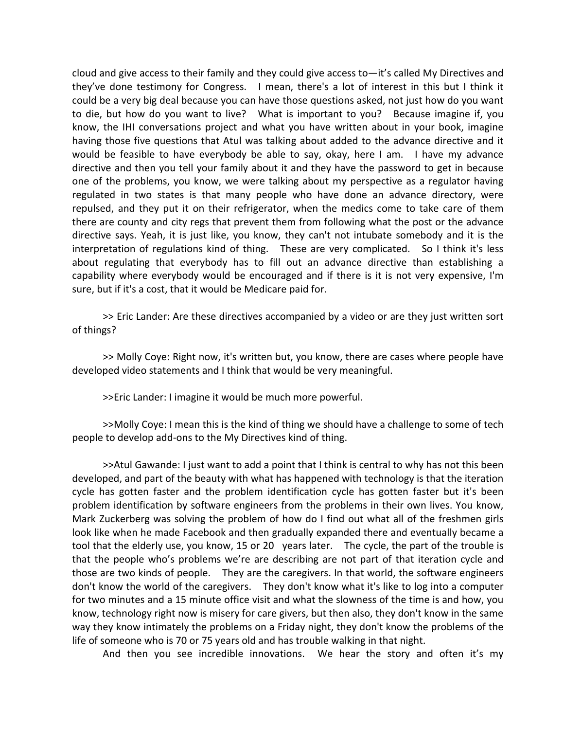cloud and give access to their family and they could give access to—it's called My Directives and they've done testimony for Congress. I mean, there's a lot of interest in this but I think it could be a very big deal because you can have those questions asked, not just how do you want to die, but how do you want to live? What is important to you? Because imagine if, you know, the IHI conversations project and what you have written about in your book, imagine having those five questions that Atul was talking about added to the advance directive and it would be feasible to have everybody be able to say, okay, here I am. I have my advance directive and then you tell your family about it and they have the password to get in because one of the problems, you know, we were talking about my perspective as a regulator having regulated in two states is that many people who have done an advance directory, were repulsed, and they put it on their refrigerator, when the medics come to take care of them there are county and city regs that prevent them from following what the post or the advance directive says. Yeah, it is just like, you know, they can't not intubate somebody and it is the interpretation of regulations kind of thing. These are very complicated. So I think it's less about regulating that everybody has to fill out an advance directive than establishing a capability where everybody would be encouraged and if there is it is not very expensive, I'm sure, but if it's a cost, that it would be Medicare paid for.

>> Eric Lander: Are these directives accompanied by a video or are they just written sort of things?

>> Molly Coye: Right now, it's written but, you know, there are cases where people have developed video statements and I think that would be very meaningful.

>>Eric Lander: I imagine it would be much more powerful.

>>Molly Coye: I mean this is the kind of thing we should have a challenge to some of tech people to develop add-ons to the My Directives kind of thing.

>>Atul Gawande: I just want to add a point that I think is central to why has not this been developed, and part of the beauty with what has happened with technology is that the iteration cycle has gotten faster and the problem identification cycle has gotten faster but it's been problem identification by software engineers from the problems in their own lives. You know, Mark Zuckerberg was solving the problem of how do I find out what all of the freshmen girls look like when he made Facebook and then gradually expanded there and eventually became a tool that the elderly use, you know, 15 or 20 years later. The cycle, the part of the trouble is that the people who's problems we're are describing are not part of that iteration cycle and those are two kinds of people. They are the caregivers. In that world, the software engineers don't know the world of the caregivers. They don't know what it's like to log into a computer for two minutes and a 15 minute office visit and what the slowness of the time is and how, you know, technology right now is misery for care givers, but then also, they don't know in the same way they know intimately the problems on a Friday night, they don't know the problems of the life of someone who is 70 or 75 years old and has trouble walking in that night.

And then you see incredible innovations. We hear the story and often it's my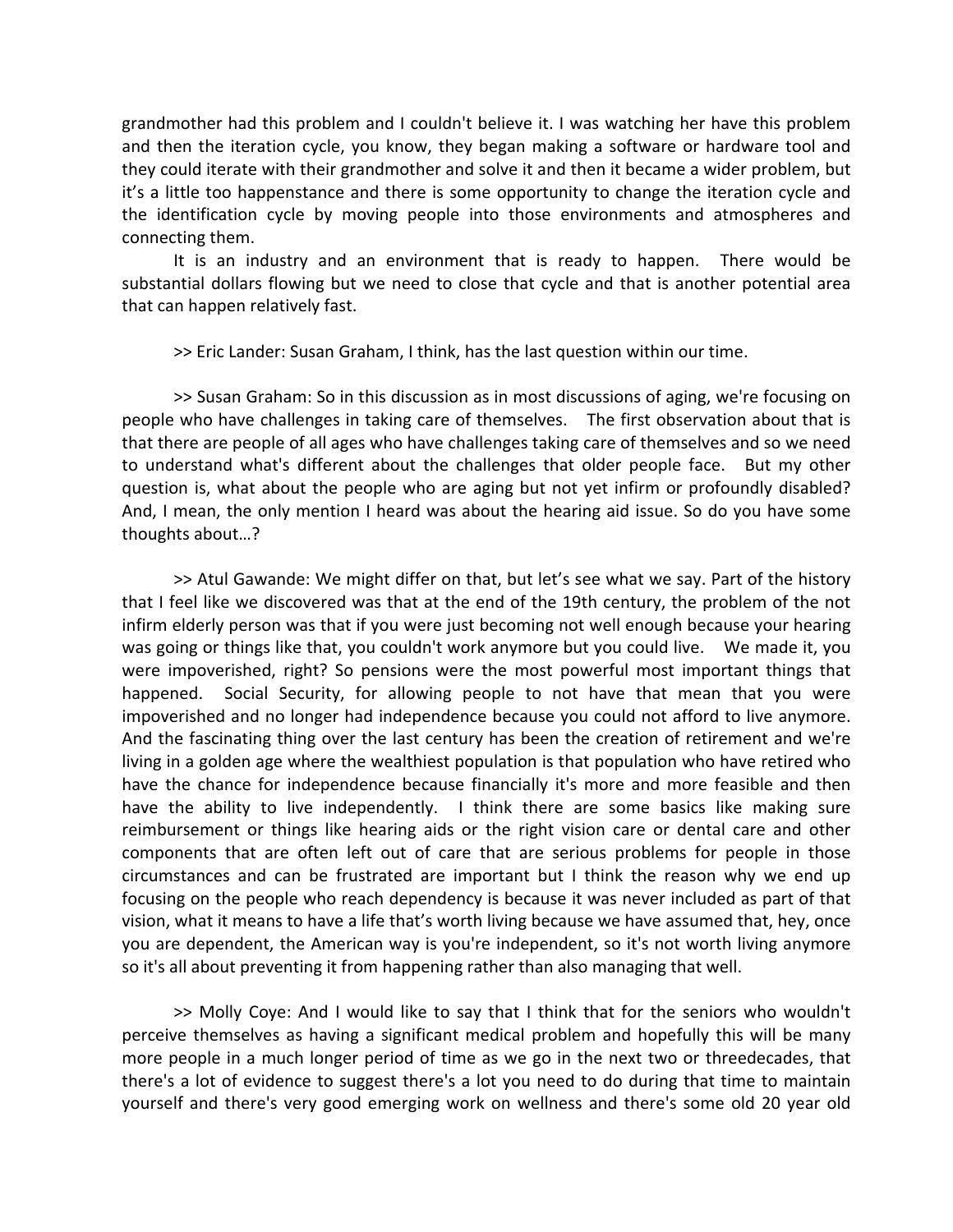grandmother had this problem and I couldn't believe it. I was watching her have this problem and then the iteration cycle, you know, they began making a software or hardware tool and they could iterate with their grandmother and solve it and then it became a wider problem, but it's a little too happenstance and there is some opportunity to change the iteration cycle and the identification cycle by moving people into those environments and atmospheres and connecting them.

It is an industry and an environment that is ready to happen. There would be substantial dollars flowing but we need to close that cycle and that is another potential area that can happen relatively fast.

>> Eric Lander: Susan Graham, I think, has the last question within our time.

>> Susan Graham: So in this discussion as in most discussions of aging, we're focusing on people who have challenges in taking care of themselves. The first observation about that is that there are people of all ages who have challenges taking care of themselves and so we need to understand what's different about the challenges that older people face. But my other question is, what about the people who are aging but not yet infirm or profoundly disabled? And, I mean, the only mention I heard was about the hearing aid issue. So do you have some thoughts about…?

>> Atul Gawande: We might differ on that, but let's see what we say. Part of the history that I feel like we discovered was that at the end of the 19th century, the problem of the not infirm elderly person was that if you were just becoming not well enough because your hearing was going or things like that, you couldn't work anymore but you could live. We made it, you were impoverished, right? So pensions were the most powerful most important things that happened. Social Security, for allowing people to not have that mean that you were impoverished and no longer had independence because you could not afford to live anymore. And the fascinating thing over the last century has been the creation of retirement and we're living in a golden age where the wealthiest population is that population who have retired who have the chance for independence because financially it's more and more feasible and then have the ability to live independently. I think there are some basics like making sure reimbursement or things like hearing aids or the right vision care or dental care and other components that are often left out of care that are serious problems for people in those circumstances and can be frustrated are important but I think the reason why we end up focusing on the people who reach dependency is because it was never included as part of that vision, what it means to have a life that's worth living because we have assumed that, hey, once you are dependent, the American way is you're independent, so it's not worth living anymore so it's all about preventing it from happening rather than also managing that well.

>> Molly Coye: And I would like to say that I think that for the seniors who wouldn't perceive themselves as having a significant medical problem and hopefully this will be many more people in a much longer period of time as we go in the next two or threedecades, that there's a lot of evidence to suggest there's a lot you need to do during that time to maintain yourself and there's very good emerging work on wellness and there's some old 20 year old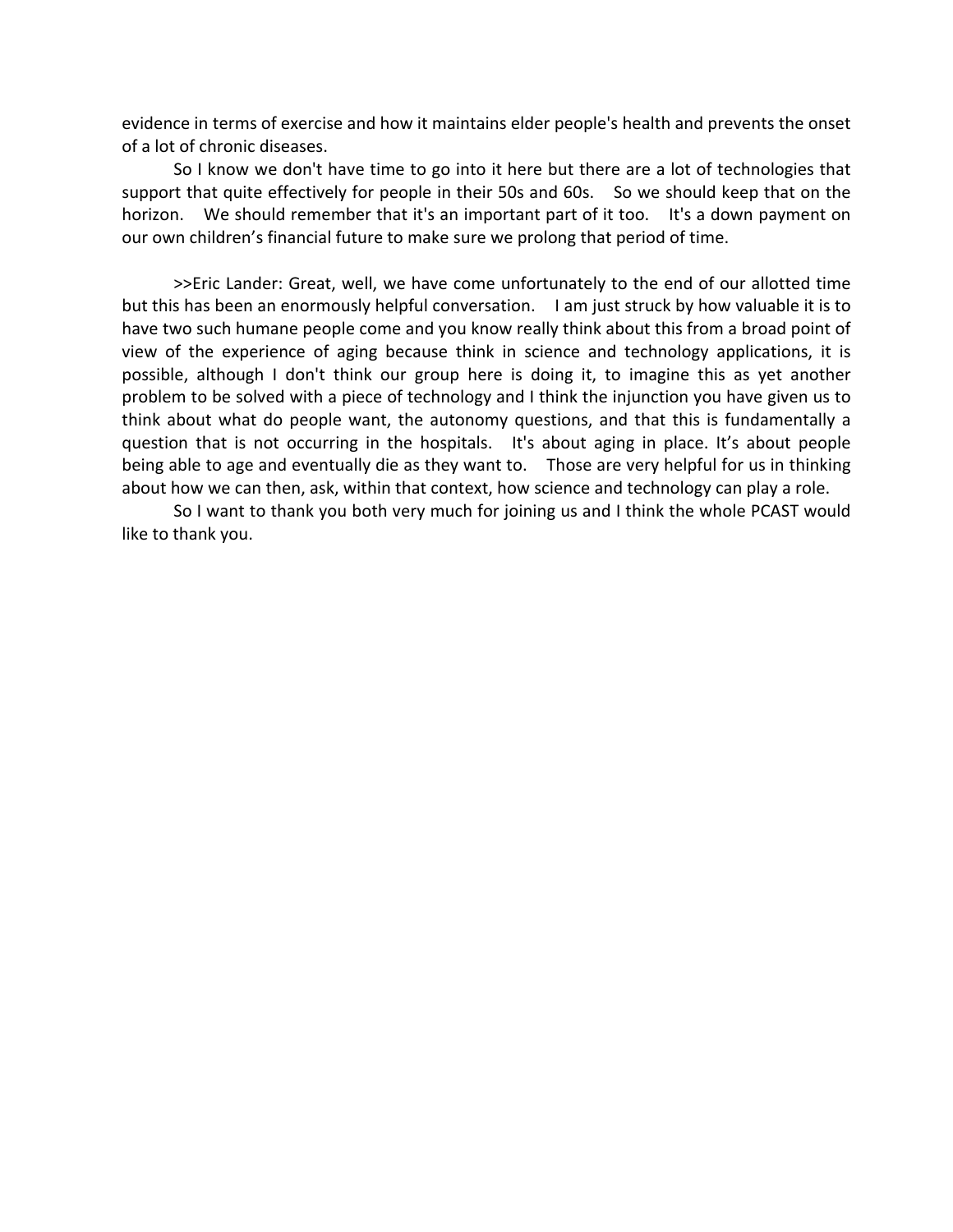evidence in terms of exercise and how it maintains elder people's health and prevents the onset of a lot of chronic diseases.

So I know we don't have time to go into it here but there are a lot of technologies that support that quite effectively for people in their 50s and 60s. So we should keep that on the horizon. We should remember that it's an important part of it too. It's a down payment on our own children's financial future to make sure we prolong that period of time.

>>Eric Lander: Great, well, we have come unfortunately to the end of our allotted time but this has been an enormously helpful conversation. I am just struck by how valuable it is to have two such humane people come and you know really think about this from a broad point of view of the experience of aging because think in science and technology applications, it is possible, although I don't think our group here is doing it, to imagine this as yet another problem to be solved with a piece of technology and I think the injunction you have given us to think about what do people want, the autonomy questions, and that this is fundamentally a question that is not occurring in the hospitals. It's about aging in place. It's about people being able to age and eventually die as they want to. Those are very helpful for us in thinking about how we can then, ask, within that context, how science and technology can play a role.

So I want to thank you both very much for joining us and I think the whole PCAST would like to thank you.